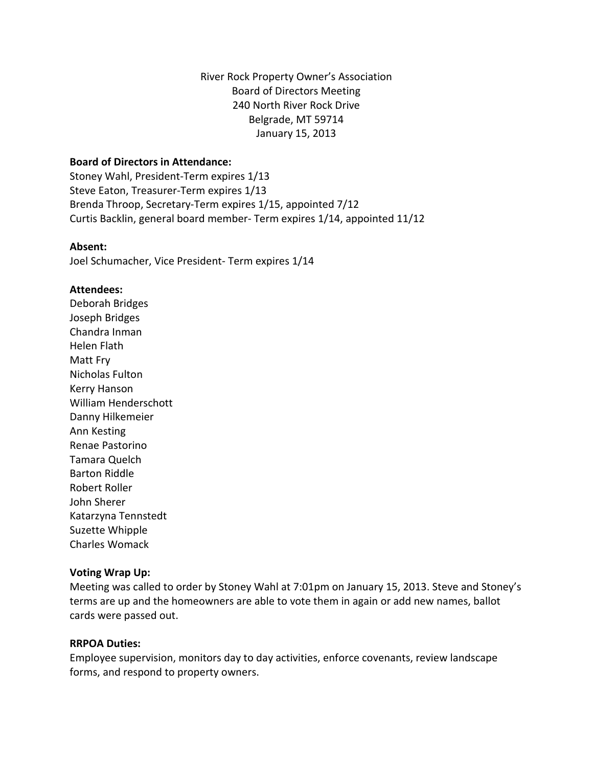River Rock Property Owner's Association
Board of Directors Meeting
240 North River Rock Drive
Belgrade, MT 59714
January 15, 2013

**Board of Directors in Attendance:**
Stoney Wahl, President-Term expires 1/13
Steve Eaton, Treasurer-Term expires 1/13
Brenda Throop, Secretary-Term expires 1/15, appointed 7/12
Curtis Backlin, general board member- Term expires 1/14, appointed 11/12

**Absent:**
Joel Schumacher, Vice President- Term expires 1/14

**Attendees:**
Deborah Bridges
Joseph Bridges
Chandra Inman
Helen Flath
Matt Fry
Nicholas Fulton
Kerry Hanson
William Henderschott
Danny Hilkemeier
Ann Kesting
Renae Pastorino
Tamara Quelch
Barton Riddle
Robert Roller
John Sherer
Katarzyna Tennstedt
Suzette Whipple
Charles Womack

**Voting Wrap Up:**
Meeting was called to order by Stoney Wahl at 7:01pm on January 15, 2013. Steve and Stoney's terms are up and the homeowners are able to vote them in again or add new names, ballot cards were passed out.

**RRPOA Duties:**
Employee supervision, monitors day to day activities, enforce covenants, review landscape forms, and respond to property owners.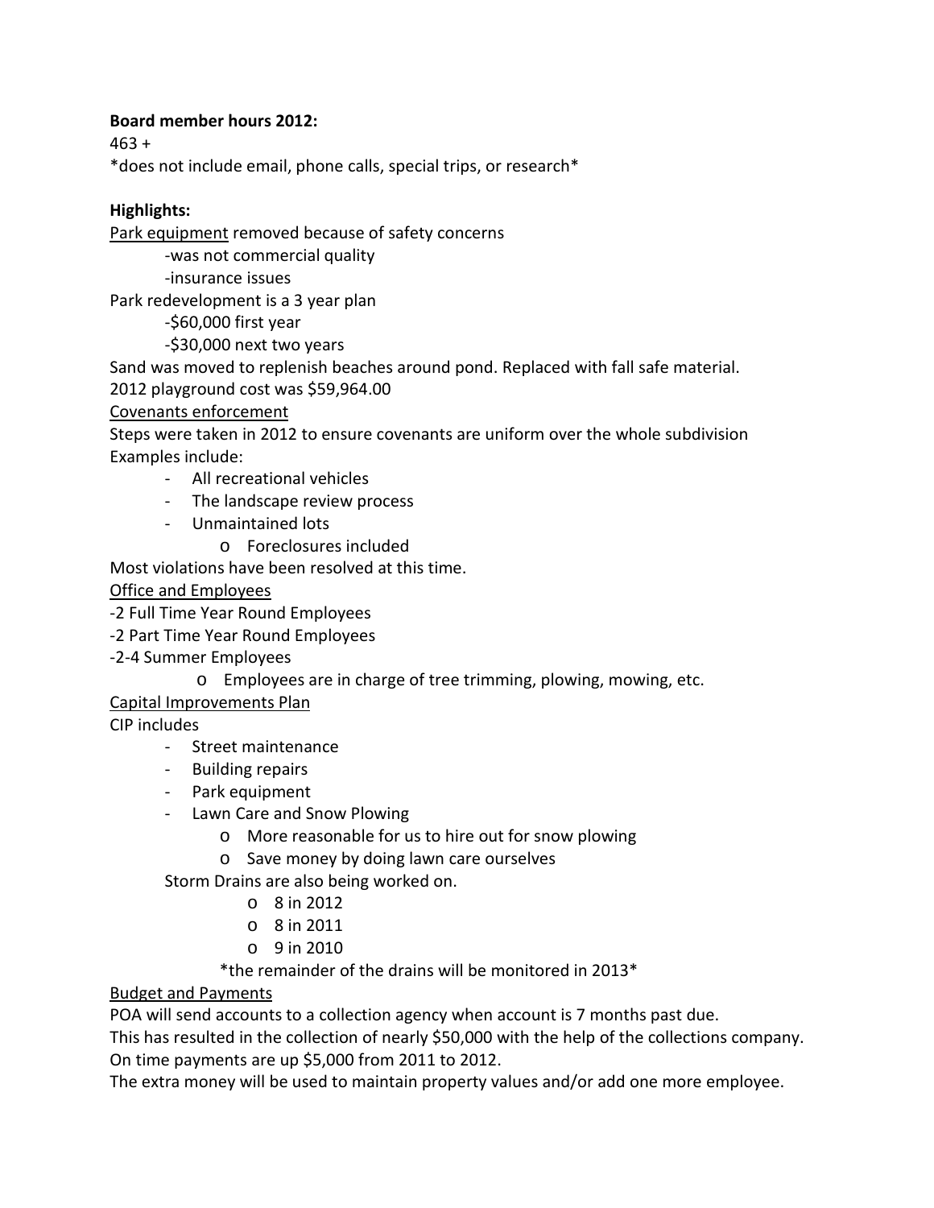**Board member hours 2012:**

463 +

*does not include email, phone calls, special trips, or research*

**Highlights:**

Park equipment removed because of safety concerns

- -was not commercial quality
- -insurance issues

Park redevelopment is a 3 year plan

- -$60,000 first year
- -$30,000 next two years

Sand was moved to replenish beaches around pond. Replaced with fall safe material.

2012 playground cost was $59,964.00

Covenants enforcement

Steps were taken in 2012 to ensure covenants are uniform over the whole subdivision

Examples include:

- All recreational vehicles
- The landscape review process
- Unmaintained lots
  - Foreclosures included

Most violations have been resolved at this time.

Office and Employees

-2 Full Time Year Round Employees

-2 Part Time Year Round Employees

-2-4 Summer Employees

- Employees are in charge of tree trimming, plowing, mowing, etc.

Capital Improvements Plan

CIP includes

- Street maintenance
- Building repairs
- Park equipment
- Lawn Care and Snow Plowing
  - More reasonable for us to hire out for snow plowing
  - Save money by doing lawn care ourselves

Storm Drains are also being worked on.

- 8 in 2012
- 8 in 2011
- 9 in 2010

*the remainder of the drains will be monitored in 2013*

Budget and Payments

POA will send accounts to a collection agency when account is 7 months past due.

This has resulted in the collection of nearly $50,000 with the help of the collections company.

On time payments are up $5,000 from 2011 to 2012.

The extra money will be used to maintain property values and/or add one more employee.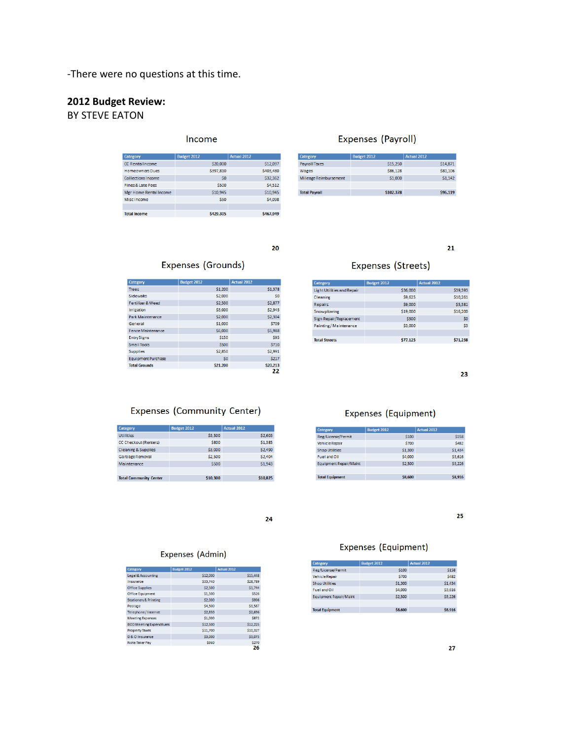-There were no questions at this time.

**2012 Budget Review:**
BY STEVE EATON

### Income

| Category | Budget 2012 | Actual 2012 |
|---|---|---|
| CC Rental Income | $20,000 | $12,097 |
| Homeowners Dues | $397,810 | $405,480 |
| Collections Income | $0 | $32,362 |
| Fines & Late Fees | $500 | $4,512 |
| Mgr Home Rental Income | $10,945 | $10,945 |
| Misc Income | $50 | $4,098 |
| | | |
| Total Income | $429,305 | $467,949 |

### Expenses (Payroll)

| Category | Budget 2012 | Actual 2012 |
|---|---|---|
| Payroll Taxes | $15,250 | $14,871 |
| Wages | $86,128 | $80,106 |
| Mileage Reimbursement | $1,000 | $1,142 |
| | | |
| Total Payroll | $102,378 | $96,119 |

### Expenses (Grounds)

| Category | Budget 2012 | Actual 2012 |
|---|---|---|
| Trees | $1,200 | $1,378 |
| Sidewalks | $2,000 | $0 |
| Fertilizer & Weed | $2,500 | $2,877 |
| Irrigation | $3,000 | $2,943 |
| Park Maintenance | $2,000 | $2,304 |
| General | $1,000 | $709 |
| Fence Maintenance | $6,000 | $5,988 |
| Entry Signs | $150 | $95 |
| Small Tools | $500 | $710 |
| Supplies | $2,850 | $2,991 |
| Equipment Purchase | $0 | $217 |
| Total Grounds | $21,200 | $20,213 |

### Expenses (Streets)

| Category | Budget 2012 | Actual 2012 |
|---|---|---|
| Light Utilities and Repair | $36,000 | $39,393 |
| Cleaning | $9,625 | $10,261 |
| Repairs | $9,000 | $5,381 |
| Snowplowing | $19,000 | $16,200 |
| Sign Repair/Replacement | $500 | $0 |
| Painting/Maintenance | $3,000 | $3 |
| | | |
| Total Streets | $77,125 | $71,238 |

### Expenses (Community Center)

| Category | Budget 2012 | Actual 2012 |
|---|---|---|
| Utilities | $3,500 | $2,603 |
| CC Checkout (Renters) | $800 | $1,385 |
| Cleaning & Supplies | $3,000 | $2,490 |
| Garbage Removal | $2,500 | $2,404 |
| Maintenance | $500 | $1,943 |
| | | |
| Total Community Center | $10,300 | $10,825 |

### Expenses (Equipment)

| Category | Budget 2012 | Actual 2012 |
|---|---|---|
| Reg/License/Permit | $100 | $158 |
| Vehicle Repair | $700 | $482 |
| Shop Utilities | $1,300 | $1,434 |
| Fuel and Oil | $4,000 | $3,616 |
| Equipment Repair/Maint | $2,500 | $3,226 |
| | | |
| Total Equipment | $8,600 | $8,916 |

### Expenses (Admin)

| Category | Budget 2012 | Actual 2012 |
|---|---|---|
| Legal & Accounting | $12,000 | $15,448 |
| Insurance | $33,740 | $28,789 |
| Office Supplies | $2,500 | $1,744 |
| Office Equipment | $1,500 | $526 |
| Stationery & Printing | $2,000 | $996 |
| Postage | $4,500 | $3,567 |
| Telephone / Internet | $2,850 | $2,696 |
| Meeting Expenses | $1,000 | $871 |
| BOD Meeting Expenditures | $12,500 | $12,225 |
| Property Taxes | $11,700 | $10,327 |
| D & O Insurance | $3,000 | $3,075 |
| Note Taker Pay | $960 | $270 |

### Expenses (Equipment)

| Category | Budget 2012 | Actual 2012 |
|---|---|---|
| Reg/License/Permit | $100 | $158 |
| Vehicle Repair | $700 | $482 |
| Shop Utilities | $1,300 | $1,434 |
| Fuel and Oil | $4,000 | $3,616 |
| Equipment Repair/Maint | $2,500 | $3,226 |
| | | |
| Total Equipment | $8,600 | $8,916 |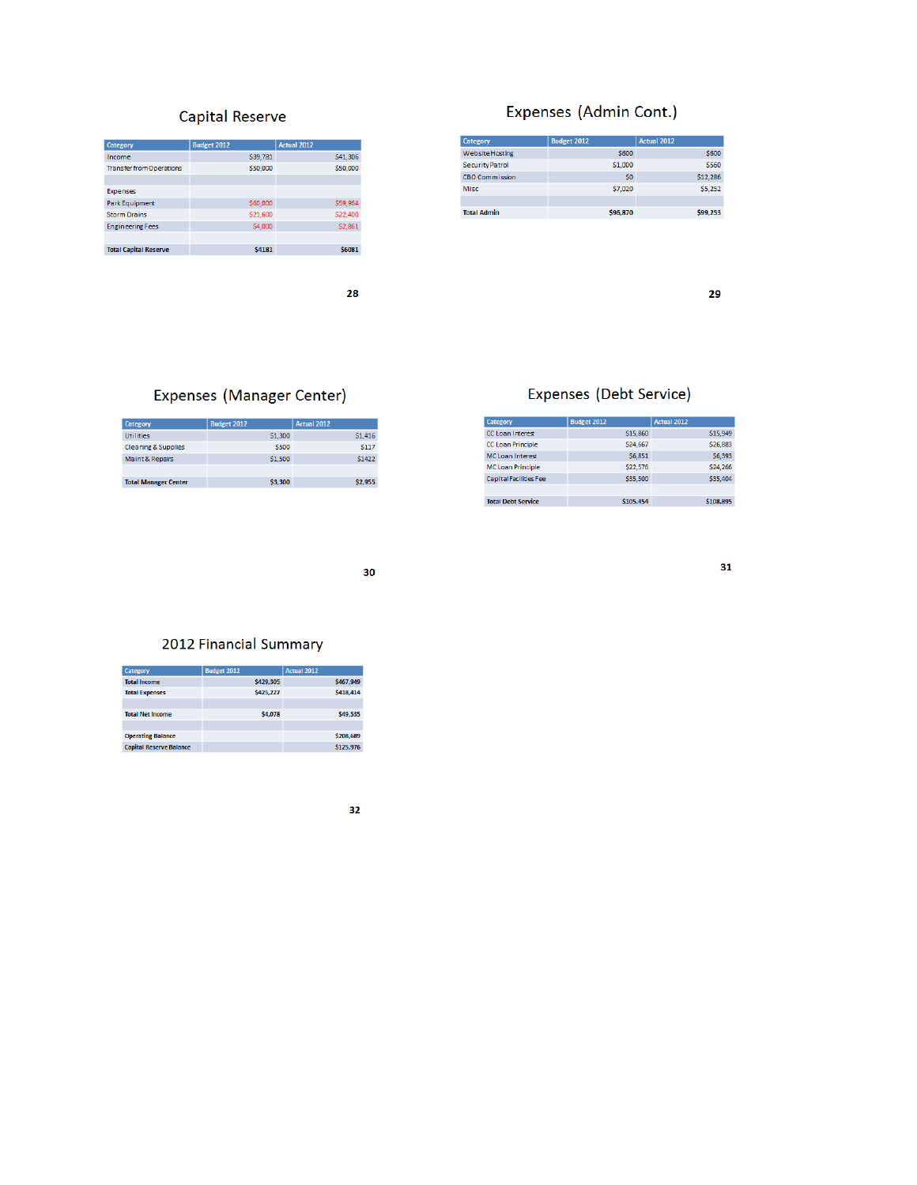## Capital Reserve

| Category | Budget 2012 | Actual 2012 |
|---|---|---|
| Income | $39,781 | $41,306 |
| Transfer from Operations | $50,000 | $50,000 |
| | | |
| Expenses | | |
| Park Equipment | $60,000 | $59,964 |
| Storm Drains | $21,600 | $22,400 |
| Engineering Fees | $4,000 | $2,861 |
| | | |
| **Total Capital Reserve** | **$4181** | **$6081** |

## Expenses (Admin Cont.)

| Category | Budget 2012 | Actual 2012 |
|---|---|---|
| Website Hosting | $600 | $600 |
| Security Patrol | $1,000 | $560 |
| CBO Commission | $0 | $12,286 |
| Misc | $7,020 | $5,252 |
| | | |
| **Total Admin** | **$96,870** | **$99,253** |

## Expenses (Manager Center)

| Category | Budget 2012 | Actual 2012 |
|---|---|---|
| Utilities | $1,300 | $1,416 |
| Cleaning & Supplies | $500 | $117 |
| Maint & Repairs | $1,500 | $1422 |
| | | |
| **Total Manager Center** | **$3,300** | **$2,955** |

## Expenses (Debt Service)

| Category | Budget 2012 | Actual 2012 |
|---|---|---|
| CC Loan Interest | $15,860 | $15,949 |
| CC Loan Principle | $24,667 | $26,883 |
| MC Loan Interest | $6,851 | $6,393 |
| MC Loan Principle | $22,576 | $24,266 |
| Capital Facilities Fee | $35,500 | $35,404 |
| | | |
| **Total Debt Service** | **$105,454** | **$108,895** |

## 2012 Financial Summary

| Category | Budget 2012 | Actual 2012 |
|---|---|---|
| **Total Income** | **$429,305** | **$467,949** |
| **Total Expenses** | **$425,227** | **$418,414** |
| | | |
| **Total Net Income** | **$4,078** | **$49,535** |
| | | |
| **Operating Balance** | | **$208,689** |
| **Capital Reserve Balance** | | **$125,976** |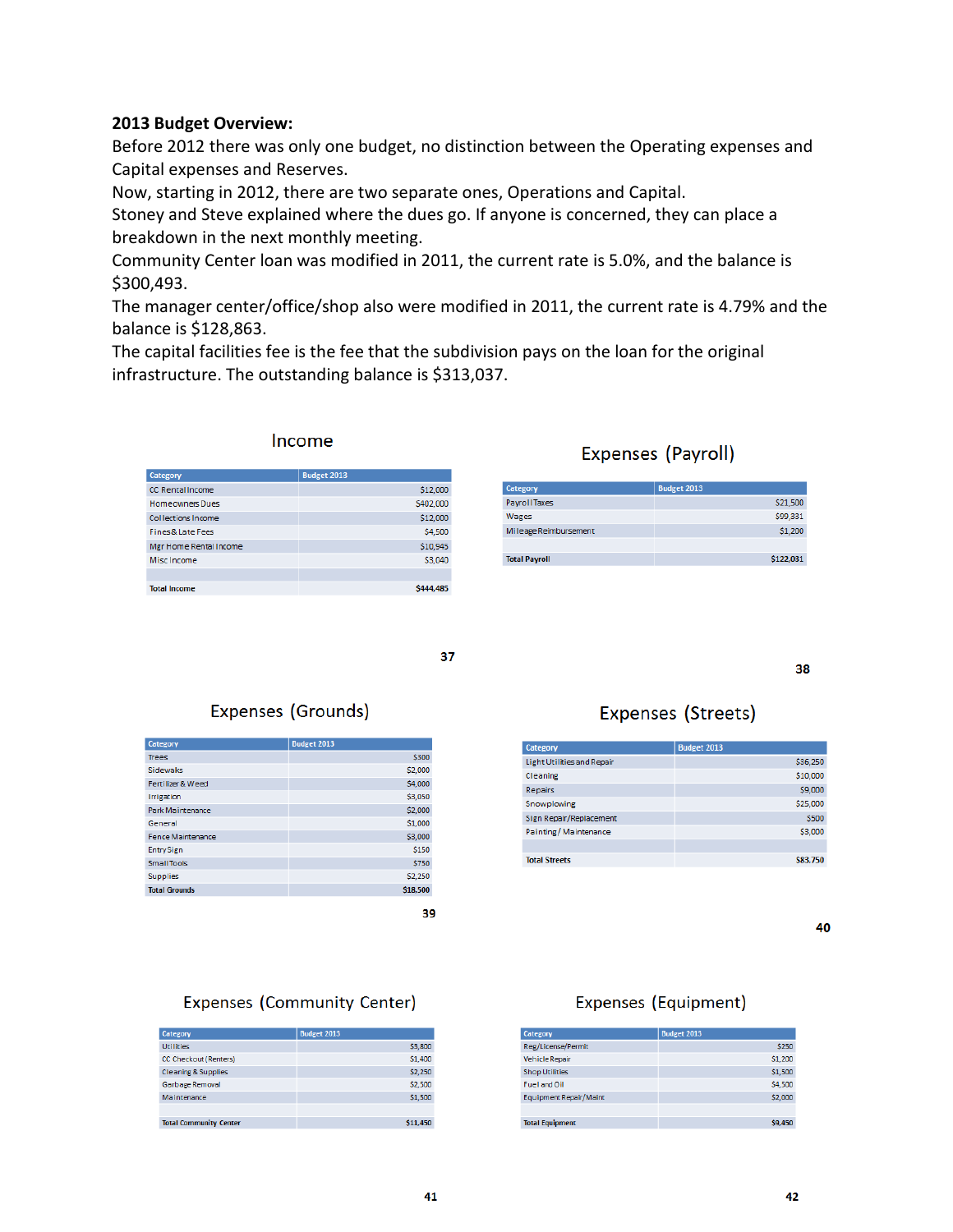**2013 Budget Overview:**

Before 2012 there was only one budget, no distinction between the Operating expenses and Capital expenses and Reserves.

Now, starting in 2012, there are two separate ones, Operations and Capital.

Stoney and Steve explained where the dues go. If anyone is concerned, they can place a breakdown in the next monthly meeting.

Community Center loan was modified in 2011, the current rate is 5.0%, and the balance is $300,493.

The manager center/office/shop also were modified in 2011, the current rate is 4.79% and the balance is $128,863.

The capital facilities fee is the fee that the subdivision pays on the loan for the original infrastructure. The outstanding balance is $313,037.

## Income

| Category | Budget 2013 |
|---|---|
| CC Rental Income | $12,000 |
| Homeowners Dues | $402,000 |
| Collections Income | $12,000 |
| Fines & Late Fees | $4,500 |
| Mgr Home Rental Income | $10,945 |
| Misc Income | $3,040 |
| | |
| Total Income | $444,485 |

## Expenses (Payroll)

| Category | Budget 2013 |
|---|---|
| Payroll Taxes | $21,500 |
| Wages | $99,331 |
| Mileage Reimbursement | $1,200 |
| | |
| Total Payroll | $122,031 |

## Expenses (Grounds)

| Category | Budget 2013 |
|---|---|
| Trees | $300 |
| Sidewalks | $2,000 |
| Fertilizer & Weed | $4,000 |
| Irrigation | $3,050 |
| Park Maintenance | $2,000 |
| General | $1,000 |
| Fence Maintenance | $3,000 |
| Entry Sign | $150 |
| Small Tools | $750 |
| Supplies | $2,250 |
| Total Grounds | $18,500 |

## Expenses (Streets)

| Category | Budget 2013 |
|---|---|
| Light Utilities and Repair | $36,250 |
| Cleaning | $10,000 |
| Repairs | $9,000 |
| Snowplowing | $25,000 |
| Sign Repair/Replacement | $500 |
| Painting / Maintenance | $3,000 |
| | |
| Total Streets | $83,750 |

## Expenses (Community Center)

| Category | Budget 2013 |
|---|---|
| Utilities | $3,800 |
| CC Checkout (Renters) | $1,400 |
| Cleaning & Supplies | $2,250 |
| Garbage Removal | $2,500 |
| Maintenance | $1,500 |
| | |
| Total Community Center | $11,450 |

## Expenses (Equipment)

| Category | Budget 2013 |
|---|---|
| Reg/License/Permit | $250 |
| Vehicle Repair | $1,200 |
| Shop Utilities | $1,500 |
| Fuel and Oil | $4,500 |
| Equipment Repair/Maint | $2,000 |
| | |
| Total Equipment | $9,450 |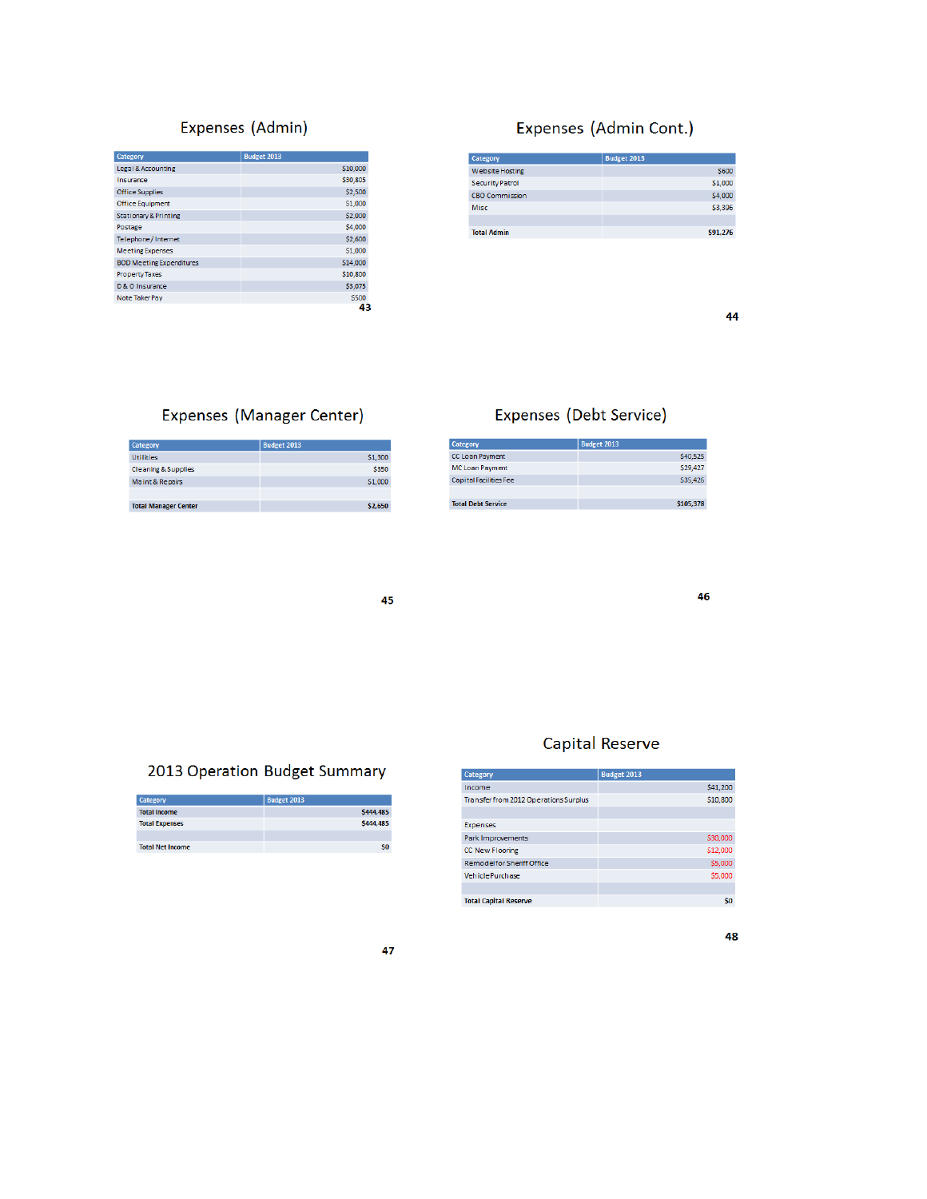## Expenses (Admin)

| Category | Budget 2013 |
|---|---|
| Legal & Accounting | $10,000 |
| Insurance | $30,805 |
| Office Supplies | $2,500 |
| Office Equipment | $1,000 |
| Stationary & Printing | $2,000 |
| Postage | $4,000 |
| Telephone / Internet | $2,600 |
| Meeting Expenses | $1,000 |
| BOD Meeting Expenditures | $14,000 |
| Property Taxes | $10,800 |
| D & O Insurance | $3,075 |
| Note Taker Pay | $500 |

## Expenses (Admin Cont.)

| Category | Budget 2013 |
|---|---|
| Website Hosting | $600 |
| Security Patrol | $1,000 |
| CBO Commission | $4,000 |
| Misc | $3,396 |
| | |
| **Total Admin** | **$91,276** |

## Expenses (Manager Center)

| Category | Budget 2013 |
|---|---|
| Utilities | $1,300 |
| Cleaning & Supplies | $350 |
| Maint & Repairs | $1,000 |
| | |
| **Total Manager Center** | **$2,650** |

## Expenses (Debt Service)

| Category | Budget 2013 |
|---|---|
| CC Loan Payment | $40,525 |
| MC Loan Payment | $29,427 |
| Capital Facilities Fee | $35,426 |
| | |
| **Total Debt Service** | **$105,378** |

## 2013 Operation Budget Summary

| Category | Budget 2013 |
|---|---|
| **Total Income** | **$444,485** |
| **Total Expenses** | **$444,485** |
| | |
| Total Net Income | $0 |

## Capital Reserve

| Category | Budget 2013 |
|---|---|
| Income | $41,200 |
| Transfer from 2012 Operations Surplus | $10,800 |
| | |
| Expenses | |
| Park Improvements | $30,000 |
| CC New Flooring | $12,000 |
| Remodel for Sheriff Office | $5,000 |
| Vehicle Purchase | $5,000 |
| | |
| **Total Capital Reserve** | **$0** |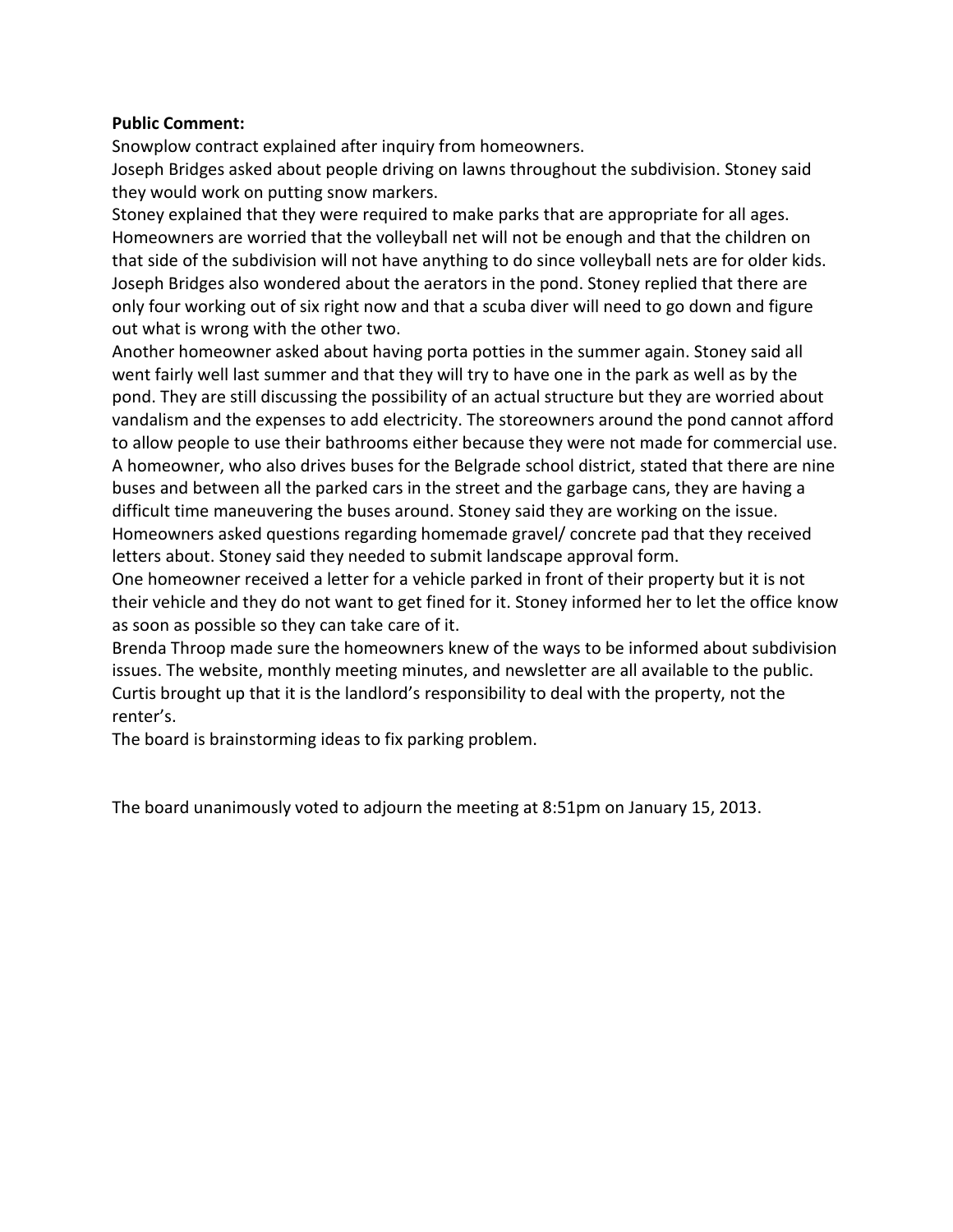**Public Comment:**

Snowplow contract explained after inquiry from homeowners.

Joseph Bridges asked about people driving on lawns throughout the subdivision. Stoney said they would work on putting snow markers.

Stoney explained that they were required to make parks that are appropriate for all ages. Homeowners are worried that the volleyball net will not be enough and that the children on that side of the subdivision will not have anything to do since volleyball nets are for older kids. Joseph Bridges also wondered about the aerators in the pond. Stoney replied that there are only four working out of six right now and that a scuba diver will need to go down and figure out what is wrong with the other two.

Another homeowner asked about having porta potties in the summer again. Stoney said all went fairly well last summer and that they will try to have one in the park as well as by the pond. They are still discussing the possibility of an actual structure but they are worried about vandalism and the expenses to add electricity. The storeowners around the pond cannot afford to allow people to use their bathrooms either because they were not made for commercial use.

A homeowner, who also drives buses for the Belgrade school district, stated that there are nine buses and between all the parked cars in the street and the garbage cans, they are having a difficult time maneuvering the buses around. Stoney said they are working on the issue.

Homeowners asked questions regarding homemade gravel/ concrete pad that they received letters about. Stoney said they needed to submit landscape approval form.

One homeowner received a letter for a vehicle parked in front of their property but it is not their vehicle and they do not want to get fined for it. Stoney informed her to let the office know as soon as possible so they can take care of it.

Brenda Throop made sure the homeowners knew of the ways to be informed about subdivision issues. The website, monthly meeting minutes, and newsletter are all available to the public.

Curtis brought up that it is the landlord's responsibility to deal with the property, not the renter's.

The board is brainstorming ideas to fix parking problem.

The board unanimously voted to adjourn the meeting at 8:51pm on January 15, 2013.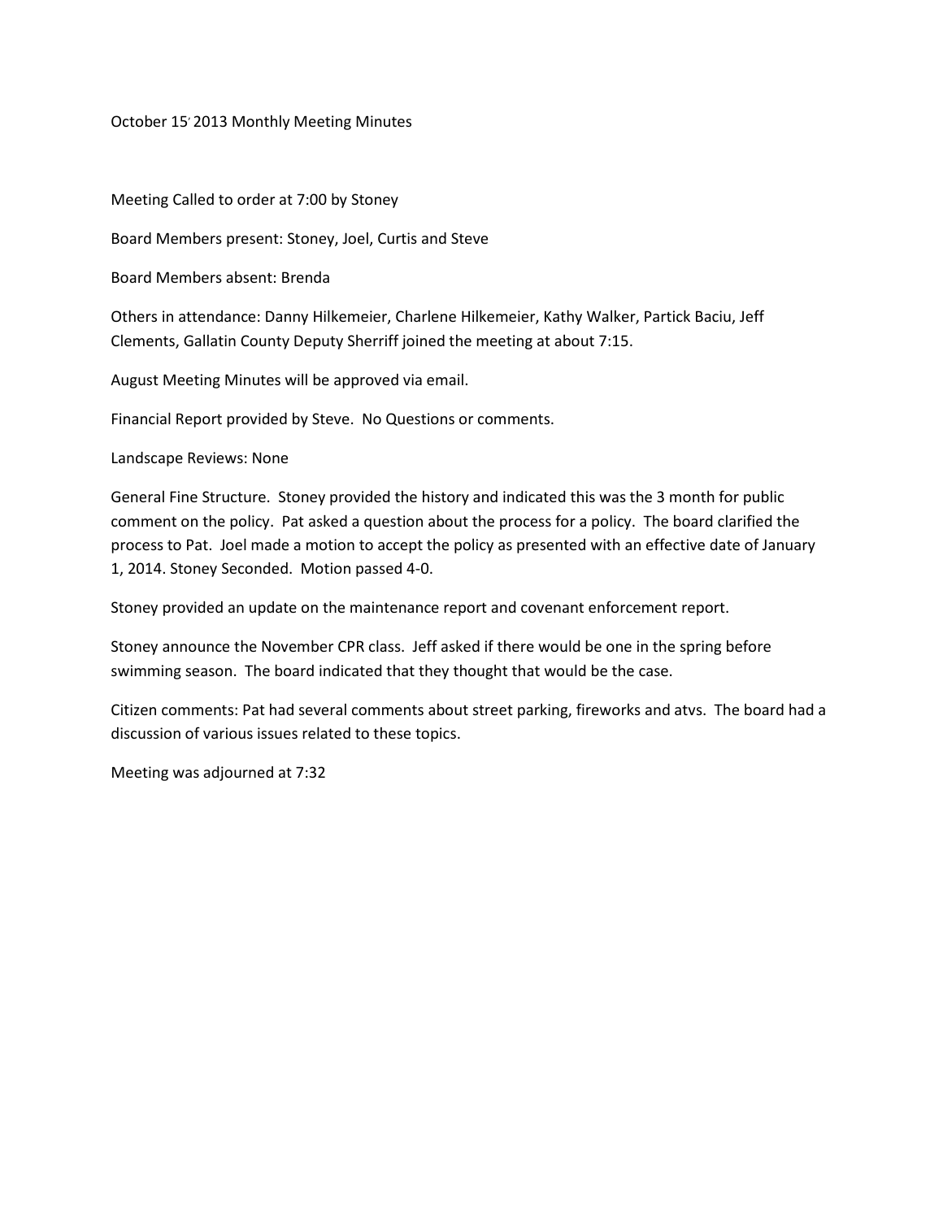October 15, 2013 Monthly Meeting Minutes

Meeting Called to order at 7:00 by Stoney

Board Members present: Stoney, Joel, Curtis and Steve

Board Members absent: Brenda

Others in attendance: Danny Hilkemeier, Charlene Hilkemeier, Kathy Walker, Partick Baciu, Jeff Clements, Gallatin County Deputy Sherriff joined the meeting at about 7:15.

August Meeting Minutes will be approved via email.

Financial Report provided by Steve. No Questions or comments.

Landscape Reviews: None

General Fine Structure. Stoney provided the history and indicated this was the 3 month for public comment on the policy. Pat asked a question about the process for a policy. The board clarified the process to Pat. Joel made a motion to accept the policy as presented with an effective date of January 1, 2014. Stoney Seconded. Motion passed 4-0.

Stoney provided an update on the maintenance report and covenant enforcement report.

Stoney announce the November CPR class. Jeff asked if there would be one in the spring before swimming season. The board indicated that they thought that would be the case.

Citizen comments: Pat had several comments about street parking, fireworks and atvs. The board had a discussion of various issues related to these topics.

Meeting was adjourned at 7:32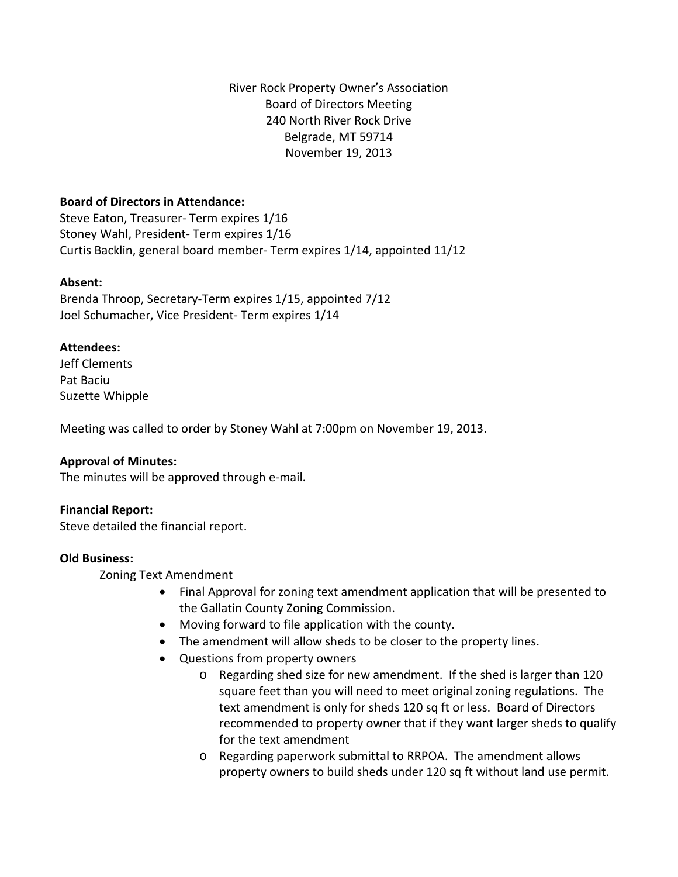River Rock Property Owner's Association
Board of Directors Meeting
240 North River Rock Drive
Belgrade, MT 59714
November 19, 2013

**Board of Directors in Attendance:**
Steve Eaton, Treasurer- Term expires 1/16
Stoney Wahl, President- Term expires 1/16
Curtis Backlin, general board member- Term expires 1/14, appointed 11/12

**Absent:**
Brenda Throop, Secretary-Term expires 1/15, appointed 7/12
Joel Schumacher, Vice President- Term expires 1/14

**Attendees:**
Jeff Clements
Pat Baciu
Suzette Whipple

Meeting was called to order by Stoney Wahl at 7:00pm on November 19, 2013.

**Approval of Minutes:**
The minutes will be approved through e-mail.

**Financial Report:**
Steve detailed the financial report.

**Old Business:**

Zoning Text Amendment

- Final Approval for zoning text amendment application that will be presented to the Gallatin County Zoning Commission.
- Moving forward to file application with the county.
- The amendment will allow sheds to be closer to the property lines.
- Questions from property owners
  - Regarding shed size for new amendment. If the shed is larger than 120 square feet than you will need to meet original zoning regulations. The text amendment is only for sheds 120 sq ft or less. Board of Directors recommended to property owner that if they want larger sheds to qualify for the text amendment
  - Regarding paperwork submittal to RRPOA. The amendment allows property owners to build sheds under 120 sq ft without land use permit.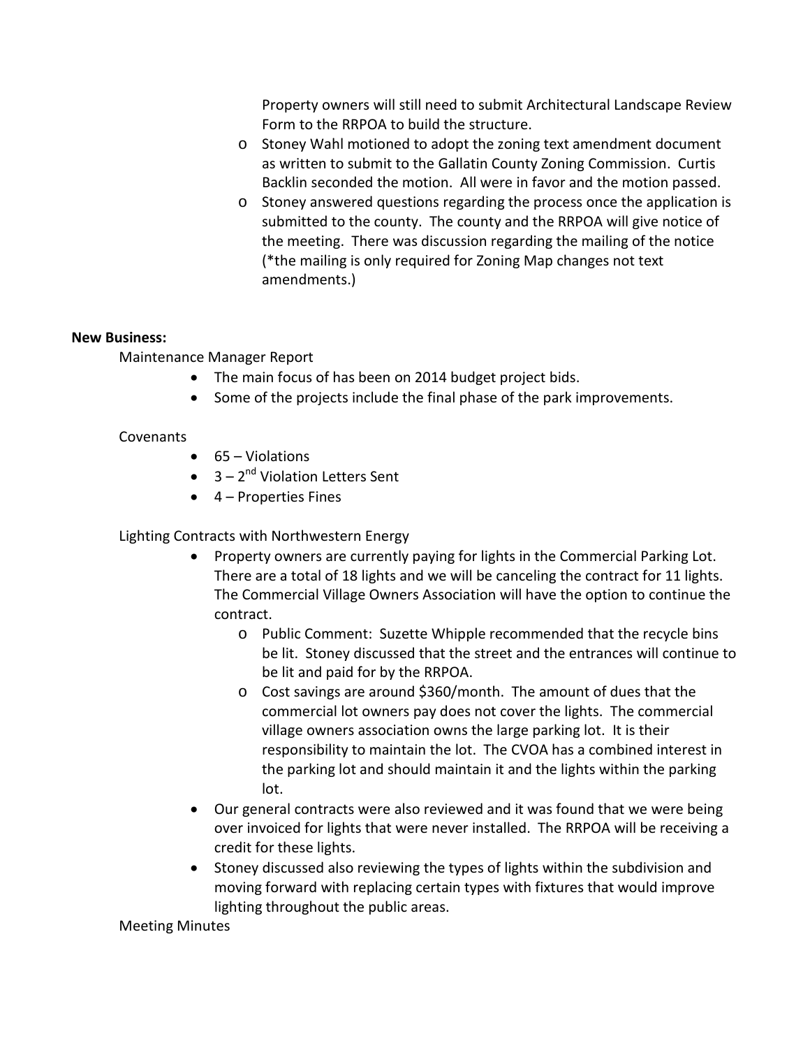Property owners will still need to submit Architectural Landscape Review Form to the RRPOA to build the structure.

- Stoney Wahl motioned to adopt the zoning text amendment document as written to submit to the Gallatin County Zoning Commission. Curtis Backlin seconded the motion. All were in favor and the motion passed.
- Stoney answered questions regarding the process once the application is submitted to the county. The county and the RRPOA will give notice of the meeting. There was discussion regarding the mailing of the notice (*the mailing is only required for Zoning Map changes not text amendments.)

**New Business:**

Maintenance Manager Report

- The main focus of has been on 2014 budget project bids.
- Some of the projects include the final phase of the park improvements.

Covenants

- 65 – Violations
- 3 – 2nd Violation Letters Sent
- 4 – Properties Fines

Lighting Contracts with Northwestern Energy

- Property owners are currently paying for lights in the Commercial Parking Lot. There are a total of 18 lights and we will be canceling the contract for 11 lights. The Commercial Village Owners Association will have the option to continue the contract.
  - Public Comment: Suzette Whipple recommended that the recycle bins be lit. Stoney discussed that the street and the entrances will continue to be lit and paid for by the RRPOA.
  - Cost savings are around $360/month. The amount of dues that the commercial lot owners pay does not cover the lights. The commercial village owners association owns the large parking lot. It is their responsibility to maintain the lot. The CVOA has a combined interest in the parking lot and should maintain it and the lights within the parking lot.
- Our general contracts were also reviewed and it was found that we were being over invoiced for lights that were never installed. The RRPOA will be receiving a credit for these lights.
- Stoney discussed also reviewing the types of lights within the subdivision and moving forward with replacing certain types with fixtures that would improve lighting throughout the public areas.

Meeting Minutes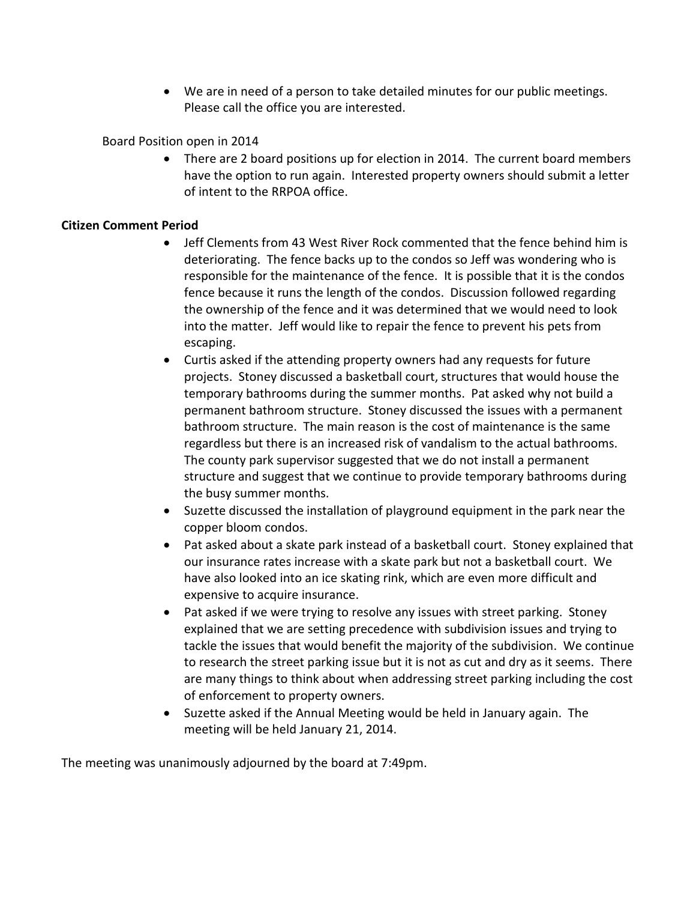- We are in need of a person to take detailed minutes for our public meetings. Please call the office you are interested.

Board Position open in 2014

- There are 2 board positions up for election in 2014. The current board members have the option to run again. Interested property owners should submit a letter of intent to the RRPOA office.

**Citizen Comment Period**

- Jeff Clements from 43 West River Rock commented that the fence behind him is deteriorating. The fence backs up to the condos so Jeff was wondering who is responsible for the maintenance of the fence. It is possible that it is the condos fence because it runs the length of the condos. Discussion followed regarding the ownership of the fence and it was determined that we would need to look into the matter. Jeff would like to repair the fence to prevent his pets from escaping.
- Curtis asked if the attending property owners had any requests for future projects. Stoney discussed a basketball court, structures that would house the temporary bathrooms during the summer months. Pat asked why not build a permanent bathroom structure. Stoney discussed the issues with a permanent bathroom structure. The main reason is the cost of maintenance is the same regardless but there is an increased risk of vandalism to the actual bathrooms. The county park supervisor suggested that we do not install a permanent structure and suggest that we continue to provide temporary bathrooms during the busy summer months.
- Suzette discussed the installation of playground equipment in the park near the copper bloom condos.
- Pat asked about a skate park instead of a basketball court. Stoney explained that our insurance rates increase with a skate park but not a basketball court. We have also looked into an ice skating rink, which are even more difficult and expensive to acquire insurance.
- Pat asked if we were trying to resolve any issues with street parking. Stoney explained that we are setting precedence with subdivision issues and trying to tackle the issues that would benefit the majority of the subdivision. We continue to research the street parking issue but it is not as cut and dry as it seems. There are many things to think about when addressing street parking including the cost of enforcement to property owners.
- Suzette asked if the Annual Meeting would be held in January again. The meeting will be held January 21, 2014.

The meeting was unanimously adjourned by the board at 7:49pm.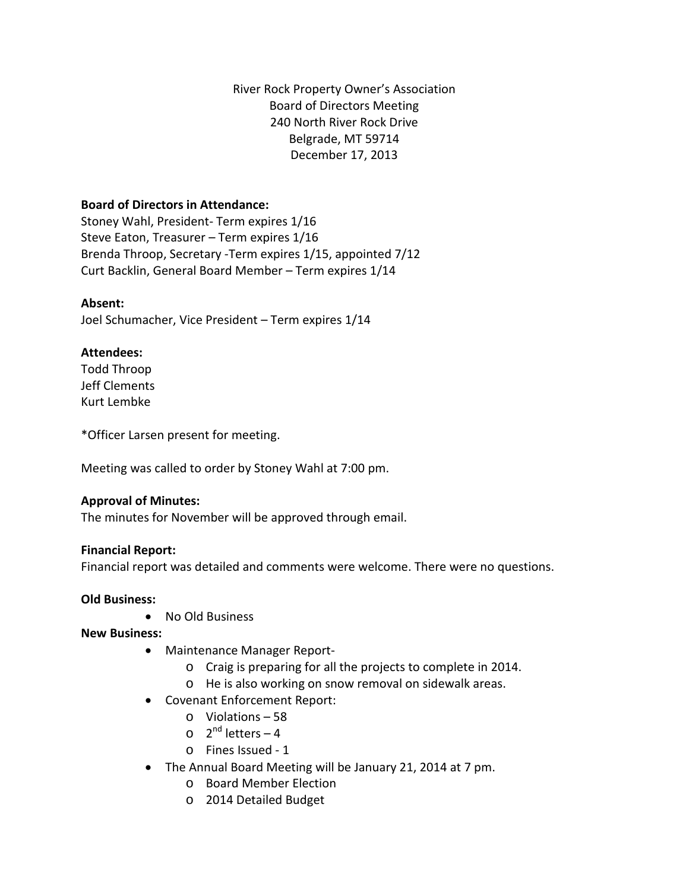River Rock Property Owner's Association
Board of Directors Meeting
240 North River Rock Drive
Belgrade, MT 59714
December 17, 2013

**Board of Directors in Attendance:**
Stoney Wahl, President- Term expires 1/16
Steve Eaton, Treasurer – Term expires 1/16
Brenda Throop, Secretary -Term expires 1/15, appointed 7/12
Curt Backlin, General Board Member – Term expires 1/14

**Absent:**
Joel Schumacher, Vice President – Term expires 1/14

**Attendees:**
Todd Throop
Jeff Clements
Kurt Lembke

*Officer Larsen present for meeting.

Meeting was called to order by Stoney Wahl at 7:00 pm.

**Approval of Minutes:**
The minutes for November will be approved through email.

**Financial Report:**
Financial report was detailed and comments were welcome. There were no questions.

**Old Business:**

- No Old Business

**New Business:**

- Maintenance Manager Report-
  - Craig is preparing for all the projects to complete in 2014.
  - He is also working on snow removal on sidewalk areas.
- Covenant Enforcement Report:
  - Violations – 58
  - 2nd letters – 4
  - Fines Issued - 1
- The Annual Board Meeting will be January 21, 2014 at 7 pm.
  - Board Member Election
  - 2014 Detailed Budget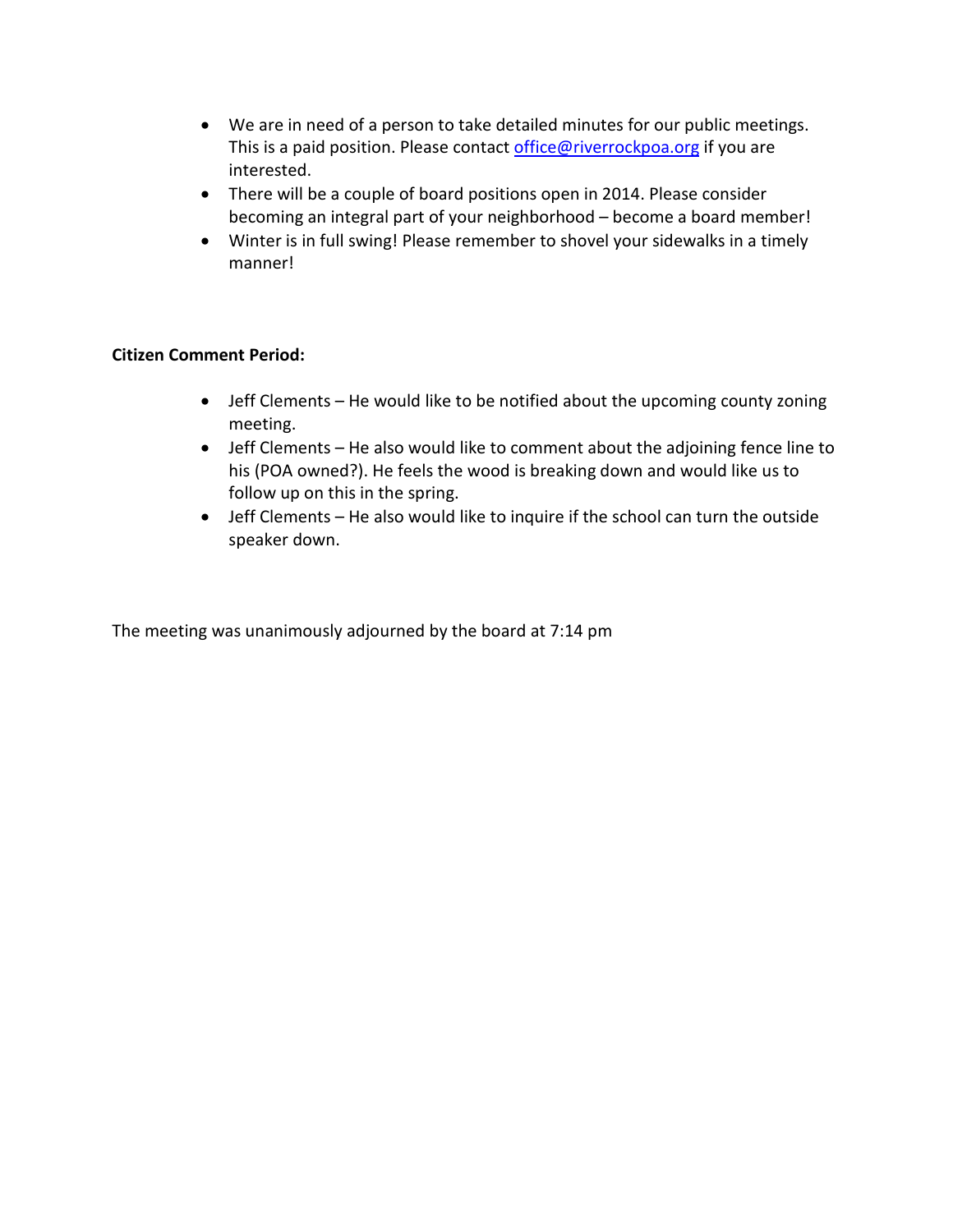- We are in need of a person to take detailed minutes for our public meetings. This is a paid position. Please contact office@riverrockpoa.org if you are interested.
- There will be a couple of board positions open in 2014. Please consider becoming an integral part of your neighborhood – become a board member!
- Winter is in full swing! Please remember to shovel your sidewalks in a timely manner!

**Citizen Comment Period:**

- Jeff Clements – He would like to be notified about the upcoming county zoning meeting.
- Jeff Clements – He also would like to comment about the adjoining fence line to his (POA owned?). He feels the wood is breaking down and would like us to follow up on this in the spring.
- Jeff Clements – He also would like to inquire if the school can turn the outside speaker down.

The meeting was unanimously adjourned by the board at 7:14 pm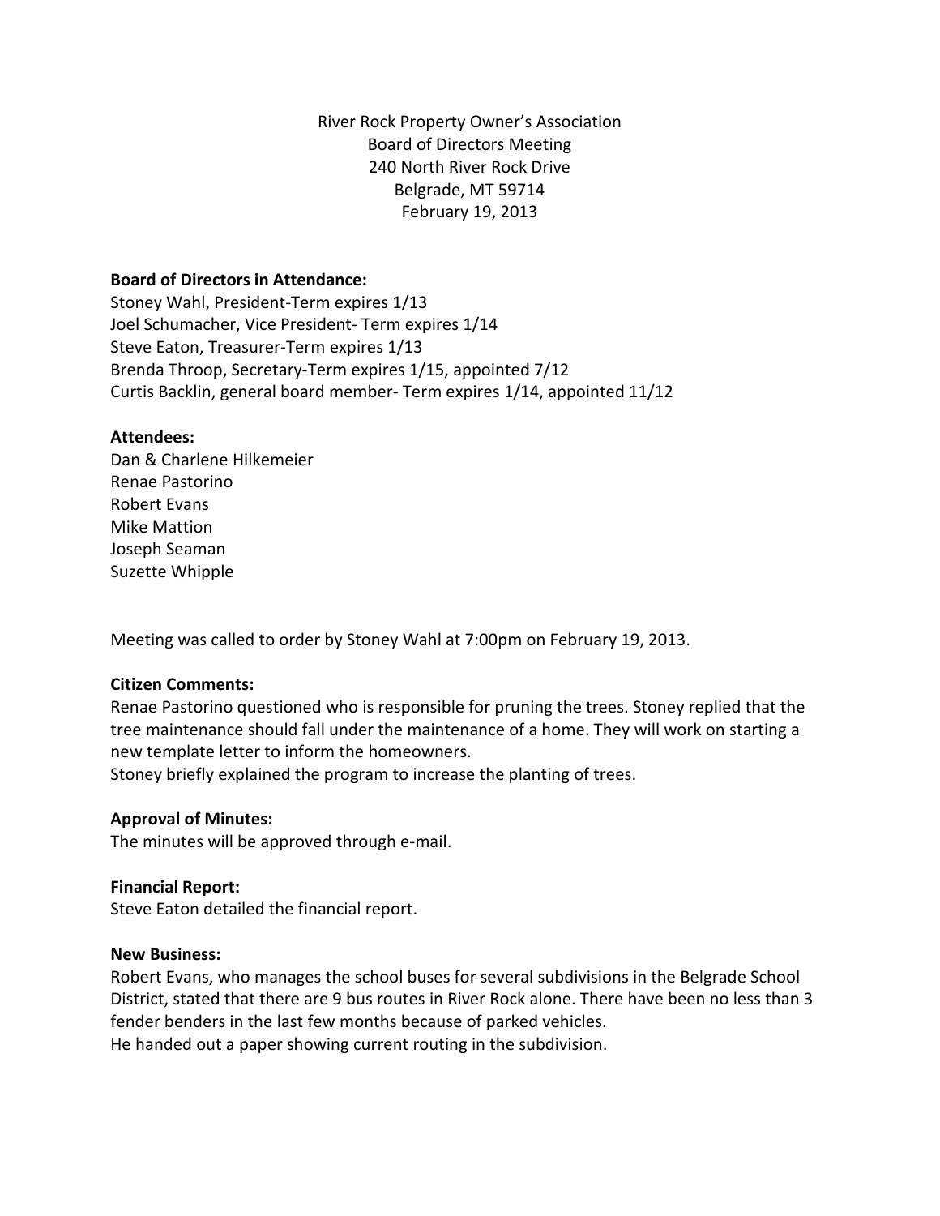River Rock Property Owner's Association
Board of Directors Meeting
240 North River Rock Drive
Belgrade, MT 59714
February 19, 2013

**Board of Directors in Attendance:**
Stoney Wahl, President-Term expires 1/13
Joel Schumacher, Vice President- Term expires 1/14
Steve Eaton, Treasurer-Term expires 1/13
Brenda Throop, Secretary-Term expires 1/15, appointed 7/12
Curtis Backlin, general board member- Term expires 1/14, appointed 11/12

**Attendees:**
Dan & Charlene Hilkemeier
Renae Pastorino
Robert Evans
Mike Mattion
Joseph Seaman
Suzette Whipple

Meeting was called to order by Stoney Wahl at 7:00pm on February 19, 2013.

**Citizen Comments:**
Renae Pastorino questioned who is responsible for pruning the trees. Stoney replied that the tree maintenance should fall under the maintenance of a home. They will work on starting a new template letter to inform the homeowners.
Stoney briefly explained the program to increase the planting of trees.

**Approval of Minutes:**
The minutes will be approved through e-mail.

**Financial Report:**
Steve Eaton detailed the financial report.

**New Business:**
Robert Evans, who manages the school buses for several subdivisions in the Belgrade School District, stated that there are 9 bus routes in River Rock alone. There have been no less than 3 fender benders in the last few months because of parked vehicles.
He handed out a paper showing current routing in the subdivision.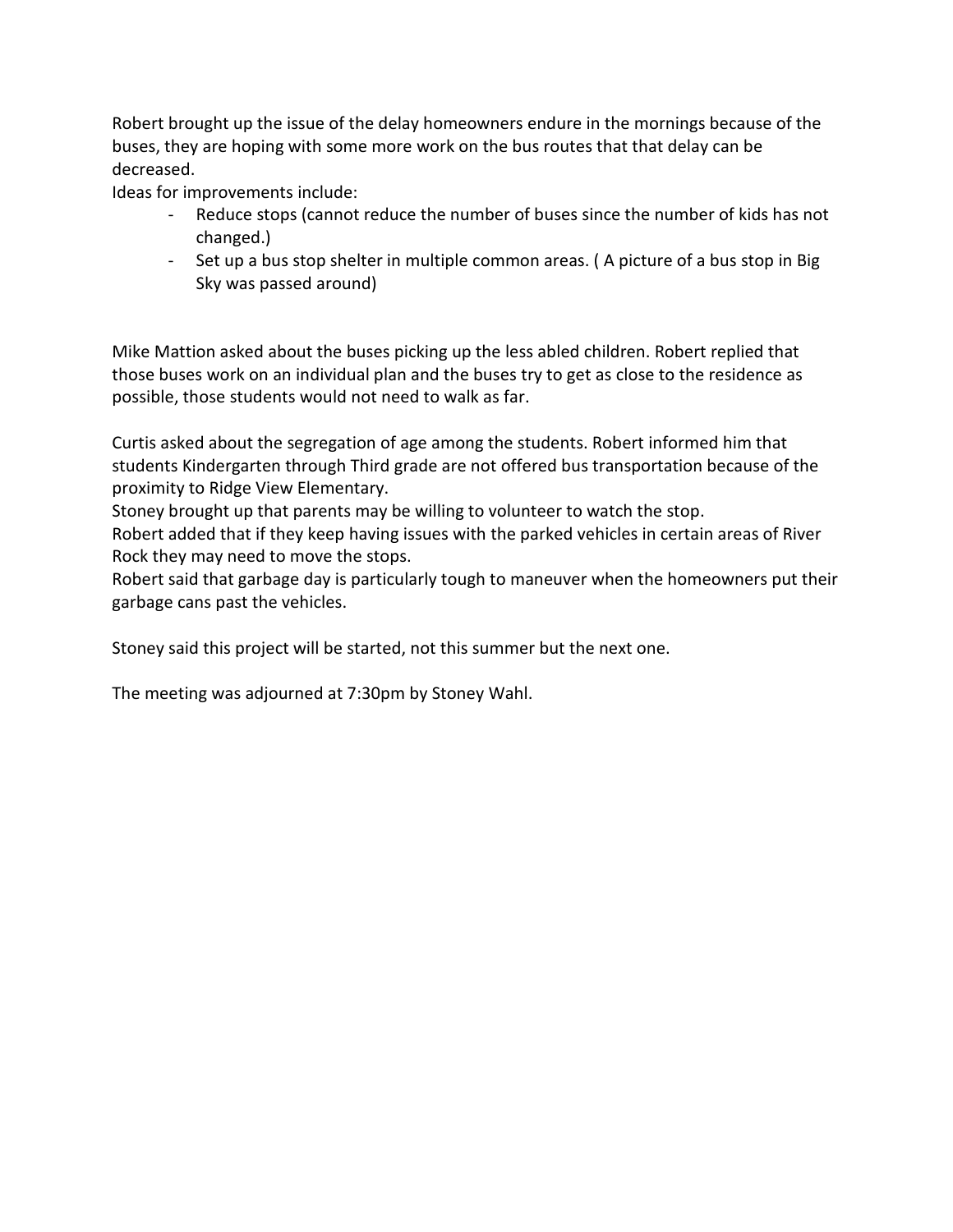Robert brought up the issue of the delay homeowners endure in the mornings because of the buses, they are hoping with some more work on the bus routes that that delay can be decreased.

Ideas for improvements include:

- Reduce stops (cannot reduce the number of buses since the number of kids has not changed.)
- Set up a bus stop shelter in multiple common areas. ( A picture of a bus stop in Big Sky was passed around)

Mike Mattion asked about the buses picking up the less abled children. Robert replied that those buses work on an individual plan and the buses try to get as close to the residence as possible, those students would not need to walk as far.

Curtis asked about the segregation of age among the students. Robert informed him that students Kindergarten through Third grade are not offered bus transportation because of the proximity to Ridge View Elementary.

Stoney brought up that parents may be willing to volunteer to watch the stop.

Robert added that if they keep having issues with the parked vehicles in certain areas of River Rock they may need to move the stops.

Robert said that garbage day is particularly tough to maneuver when the homeowners put their garbage cans past the vehicles.

Stoney said this project will be started, not this summer but the next one.

The meeting was adjourned at 7:30pm by Stoney Wahl.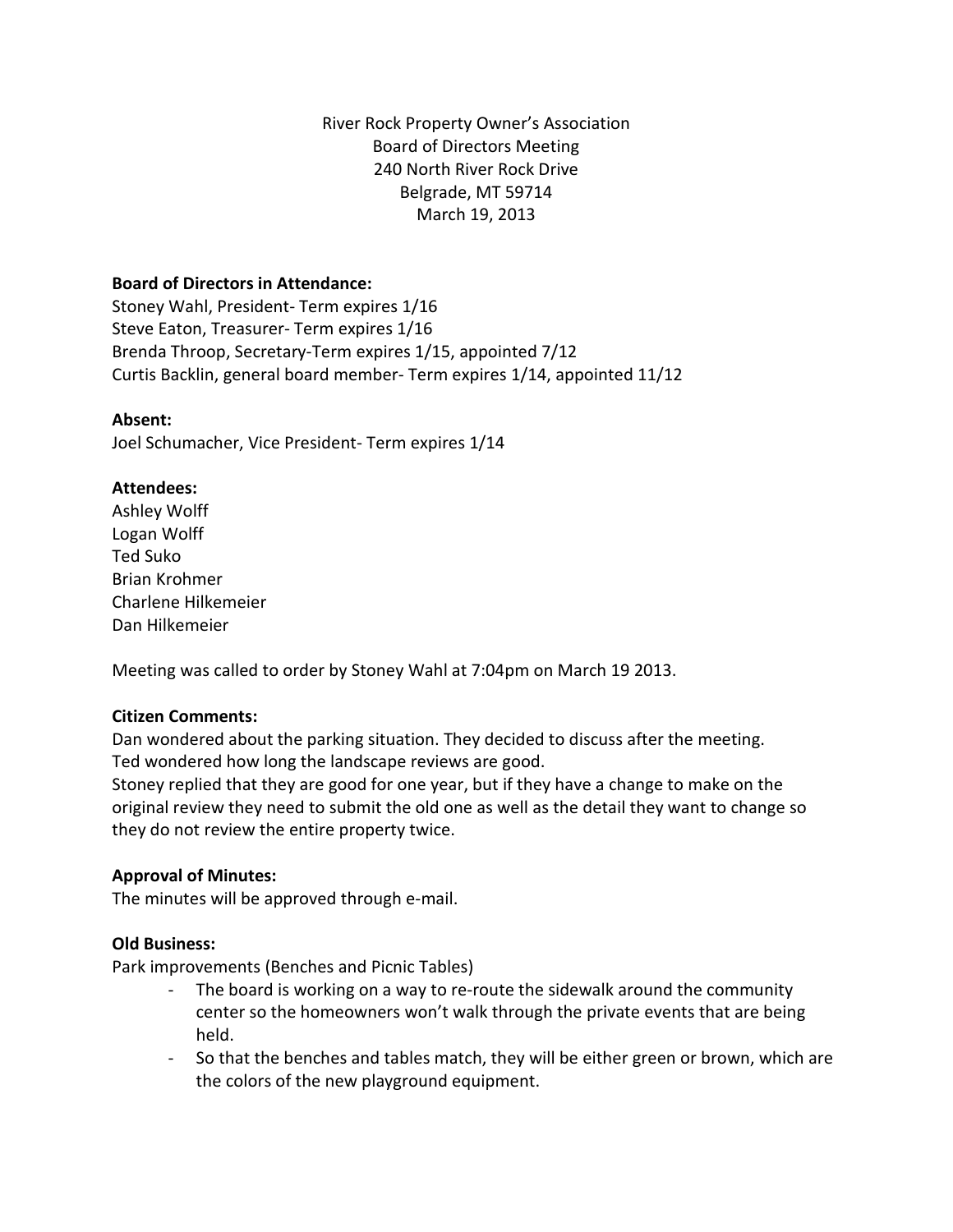River Rock Property Owner's Association
Board of Directors Meeting
240 North River Rock Drive
Belgrade, MT 59714
March 19, 2013

**Board of Directors in Attendance:**
Stoney Wahl, President- Term expires 1/16
Steve Eaton, Treasurer- Term expires 1/16
Brenda Throop, Secretary-Term expires 1/15, appointed 7/12
Curtis Backlin, general board member- Term expires 1/14, appointed 11/12

**Absent:**
Joel Schumacher, Vice President- Term expires 1/14

**Attendees:**
Ashley Wolff
Logan Wolff
Ted Suko
Brian Krohmer
Charlene Hilkemeier
Dan Hilkemeier

Meeting was called to order by Stoney Wahl at 7:04pm on March 19 2013.

**Citizen Comments:**
Dan wondered about the parking situation. They decided to discuss after the meeting.
Ted wondered how long the landscape reviews are good.
Stoney replied that they are good for one year, but if they have a change to make on the original review they need to submit the old one as well as the detail they want to change so they do not review the entire property twice.

**Approval of Minutes:**
The minutes will be approved through e-mail.

**Old Business:**
Park improvements (Benches and Picnic Tables)

- The board is working on a way to re-route the sidewalk around the community center so the homeowners won't walk through the private events that are being held.
- So that the benches and tables match, they will be either green or brown, which are the colors of the new playground equipment.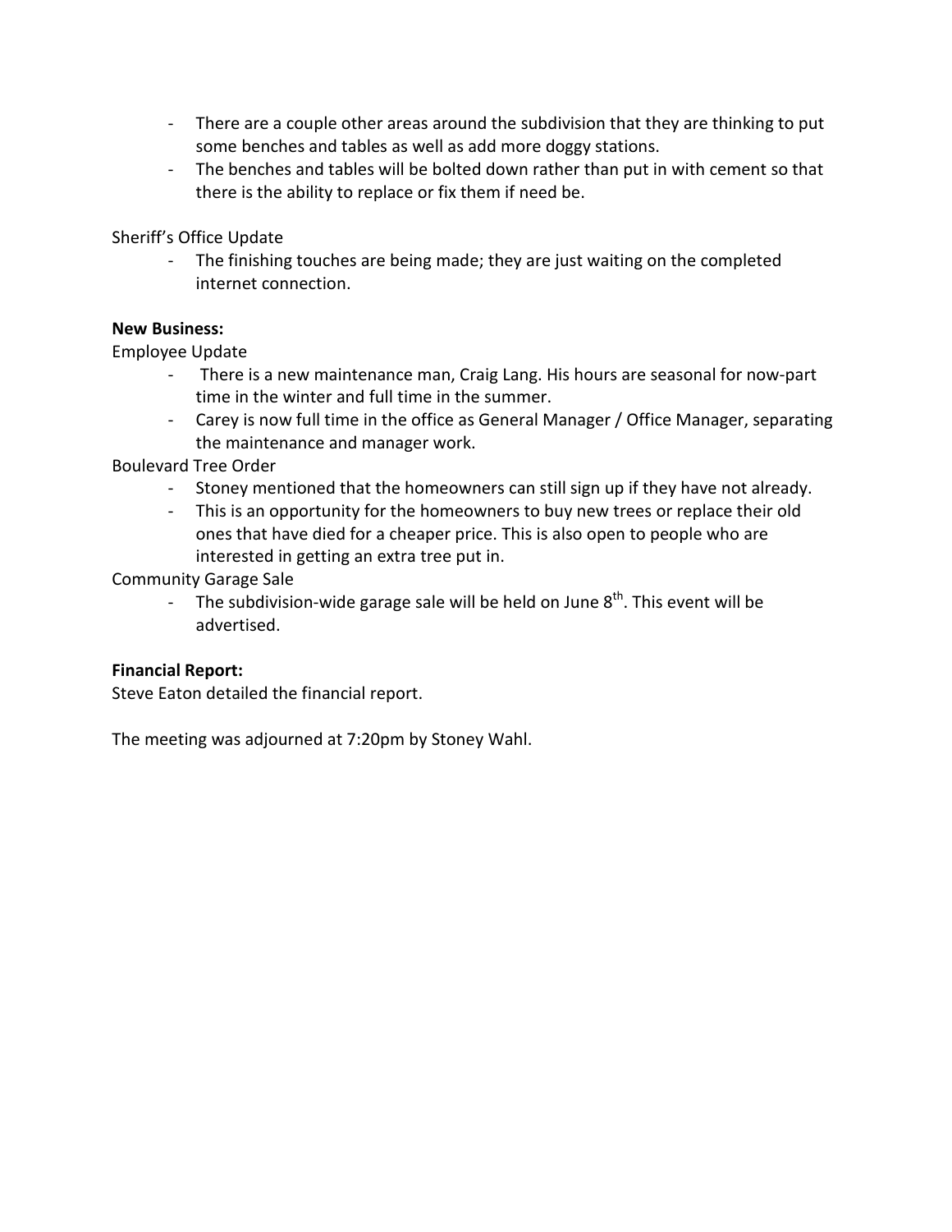- There are a couple other areas around the subdivision that they are thinking to put some benches and tables as well as add more doggy stations.
- The benches and tables will be bolted down rather than put in with cement so that there is the ability to replace or fix them if need be.

Sheriff's Office Update

- The finishing touches are being made; they are just waiting on the completed internet connection.

**New Business:**

Employee Update

- There is a new maintenance man, Craig Lang. His hours are seasonal for now-part time in the winter and full time in the summer.
- Carey is now full time in the office as General Manager / Office Manager, separating the maintenance and manager work.

Boulevard Tree Order

- Stoney mentioned that the homeowners can still sign up if they have not already.
- This is an opportunity for the homeowners to buy new trees or replace their old ones that have died for a cheaper price. This is also open to people who are interested in getting an extra tree put in.

Community Garage Sale

- The subdivision-wide garage sale will be held on June 8th. This event will be advertised.

**Financial Report:**

Steve Eaton detailed the financial report.

The meeting was adjourned at 7:20pm by Stoney Wahl.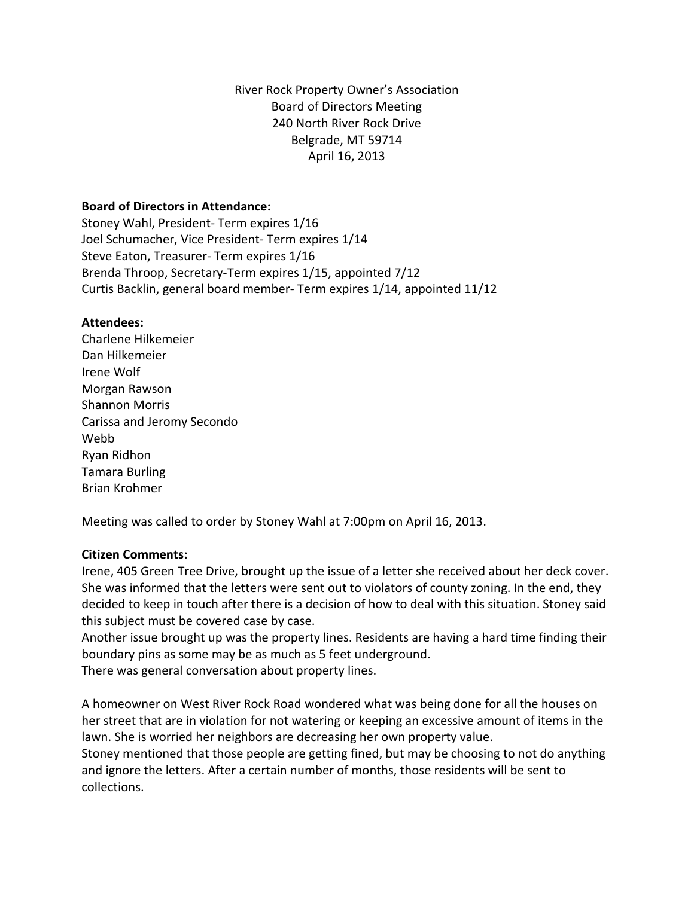River Rock Property Owner's Association
Board of Directors Meeting
240 North River Rock Drive
Belgrade, MT 59714
April 16, 2013

**Board of Directors in Attendance:**
Stoney Wahl, President- Term expires 1/16
Joel Schumacher, Vice President- Term expires 1/14
Steve Eaton, Treasurer- Term expires 1/16
Brenda Throop, Secretary-Term expires 1/15, appointed 7/12
Curtis Backlin, general board member- Term expires 1/14, appointed 11/12

**Attendees:**
Charlene Hilkemeier
Dan Hilkemeier
Irene Wolf
Morgan Rawson
Shannon Morris
Carissa and Jeromy Secondo
Webb
Ryan Ridhon
Tamara Burling
Brian Krohmer

Meeting was called to order by Stoney Wahl at 7:00pm on April 16, 2013.

**Citizen Comments:**
Irene, 405 Green Tree Drive, brought up the issue of a letter she received about her deck cover. She was informed that the letters were sent out to violators of county zoning. In the end, they decided to keep in touch after there is a decision of how to deal with this situation. Stoney said this subject must be covered case by case.
Another issue brought up was the property lines. Residents are having a hard time finding their boundary pins as some may be as much as 5 feet underground.
There was general conversation about property lines.

A homeowner on West River Rock Road wondered what was being done for all the houses on her street that are in violation for not watering or keeping an excessive amount of items in the lawn. She is worried her neighbors are decreasing her own property value.
Stoney mentioned that those people are getting fined, but may be choosing to not do anything and ignore the letters. After a certain number of months, those residents will be sent to collections.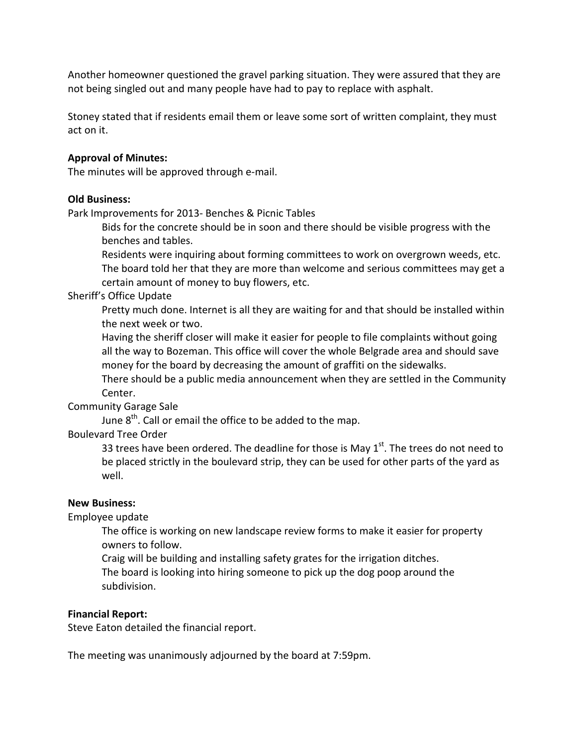Another homeowner questioned the gravel parking situation. They were assured that they are not being singled out and many people have had to pay to replace with asphalt.

Stoney stated that if residents email them or leave some sort of written complaint, they must act on it.

**Approval of Minutes:**
The minutes will be approved through e-mail.

**Old Business:**

Park Improvements for 2013- Benches & Picnic Tables

> Bids for the concrete should be in soon and there should be visible progress with the benches and tables.
>
> Residents were inquiring about forming committees to work on overgrown weeds, etc. The board told her that they are more than welcome and serious committees may get a certain amount of money to buy flowers, etc.

Sheriff's Office Update

> Pretty much done. Internet is all they are waiting for and that should be installed within the next week or two.
>
> Having the sheriff closer will make it easier for people to file complaints without going all the way to Bozeman. This office will cover the whole Belgrade area and should save money for the board by decreasing the amount of graffiti on the sidewalks.
>
> There should be a public media announcement when they are settled in the Community Center.

Community Garage Sale

> June 8th. Call or email the office to be added to the map.

Boulevard Tree Order

> 33 trees have been ordered. The deadline for those is May 1st. The trees do not need to be placed strictly in the boulevard strip, they can be used for other parts of the yard as well.

**New Business:**

Employee update

> The office is working on new landscape review forms to make it easier for property owners to follow.
>
> Craig will be building and installing safety grates for the irrigation ditches.
>
> The board is looking into hiring someone to pick up the dog poop around the subdivision.

**Financial Report:**
Steve Eaton detailed the financial report.

The meeting was unanimously adjourned by the board at 7:59pm.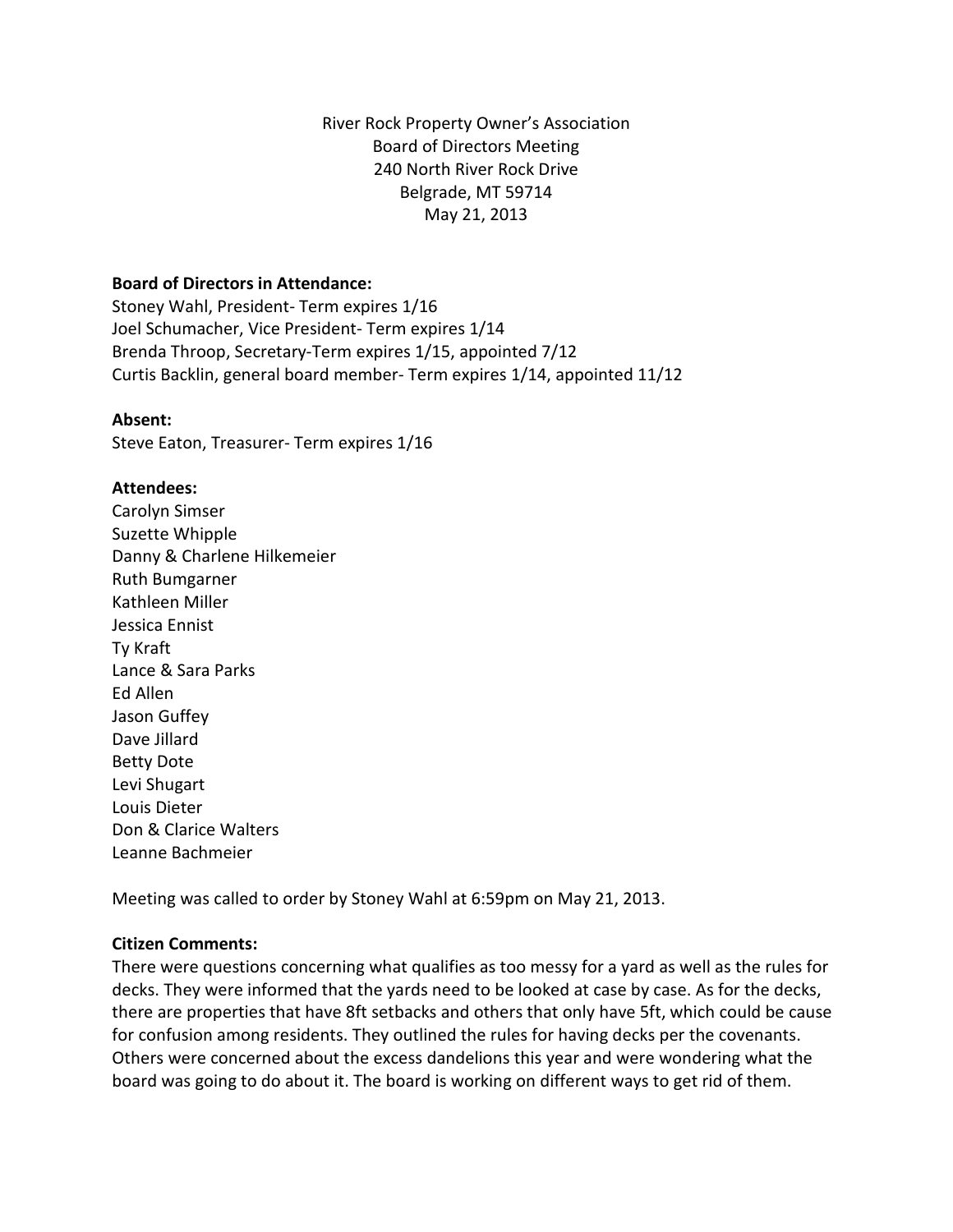River Rock Property Owner's Association
Board of Directors Meeting
240 North River Rock Drive
Belgrade, MT 59714
May 21, 2013

**Board of Directors in Attendance:**
Stoney Wahl, President- Term expires 1/16
Joel Schumacher, Vice President- Term expires 1/14
Brenda Throop, Secretary-Term expires 1/15, appointed 7/12
Curtis Backlin, general board member- Term expires 1/14, appointed 11/12

**Absent:**
Steve Eaton, Treasurer- Term expires 1/16

**Attendees:**
Carolyn Simser
Suzette Whipple
Danny & Charlene Hilkemeier
Ruth Bumgarner
Kathleen Miller
Jessica Ennist
Ty Kraft
Lance & Sara Parks
Ed Allen
Jason Guffey
Dave Jillard
Betty Dote
Levi Shugart
Louis Dieter
Don & Clarice Walters
Leanne Bachmeier

Meeting was called to order by Stoney Wahl at 6:59pm on May 21, 2013.

**Citizen Comments:**
There were questions concerning what qualifies as too messy for a yard as well as the rules for decks. They were informed that the yards need to be looked at case by case. As for the decks, there are properties that have 8ft setbacks and others that only have 5ft, which could be cause for confusion among residents. They outlined the rules for having decks per the covenants. Others were concerned about the excess dandelions this year and were wondering what the board was going to do about it. The board is working on different ways to get rid of them.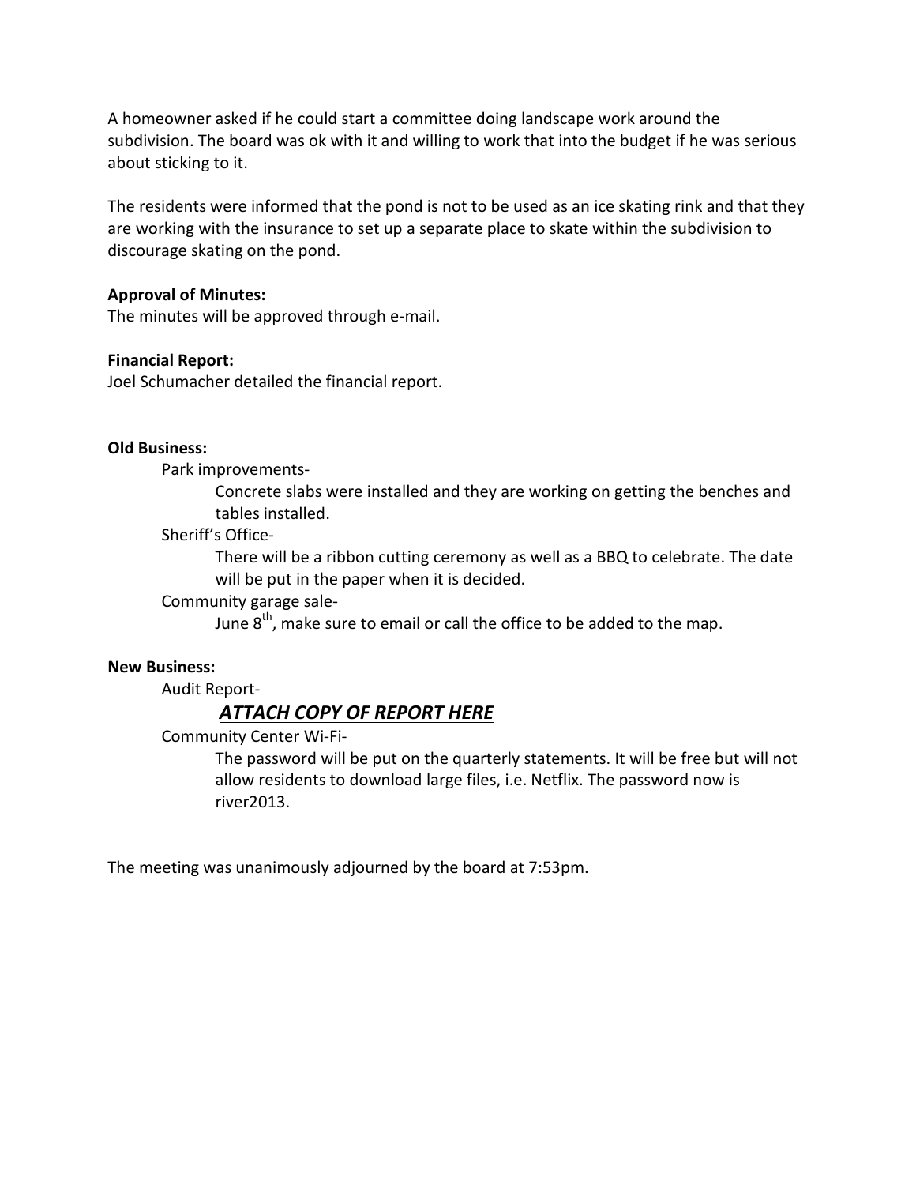A homeowner asked if he could start a committee doing landscape work around the subdivision. The board was ok with it and willing to work that into the budget if he was serious about sticking to it.

The residents were informed that the pond is not to be used as an ice skating rink and that they are working with the insurance to set up a separate place to skate within the subdivision to discourage skating on the pond.

**Approval of Minutes:**
The minutes will be approved through e-mail.

**Financial Report:**
Joel Schumacher detailed the financial report.

**Old Business:**

Park improvements-

Concrete slabs were installed and they are working on getting the benches and tables installed.

Sheriff's Office-

There will be a ribbon cutting ceremony as well as a BBQ to celebrate. The date will be put in the paper when it is decided.

Community garage sale-

June 8th, make sure to email or call the office to be added to the map.

**New Business:**

Audit Report-

***ATTACH COPY OF REPORT HERE***

Community Center Wi-Fi-

The password will be put on the quarterly statements. It will be free but will not allow residents to download large files, i.e. Netflix. The password now is river2013.

The meeting was unanimously adjourned by the board at 7:53pm.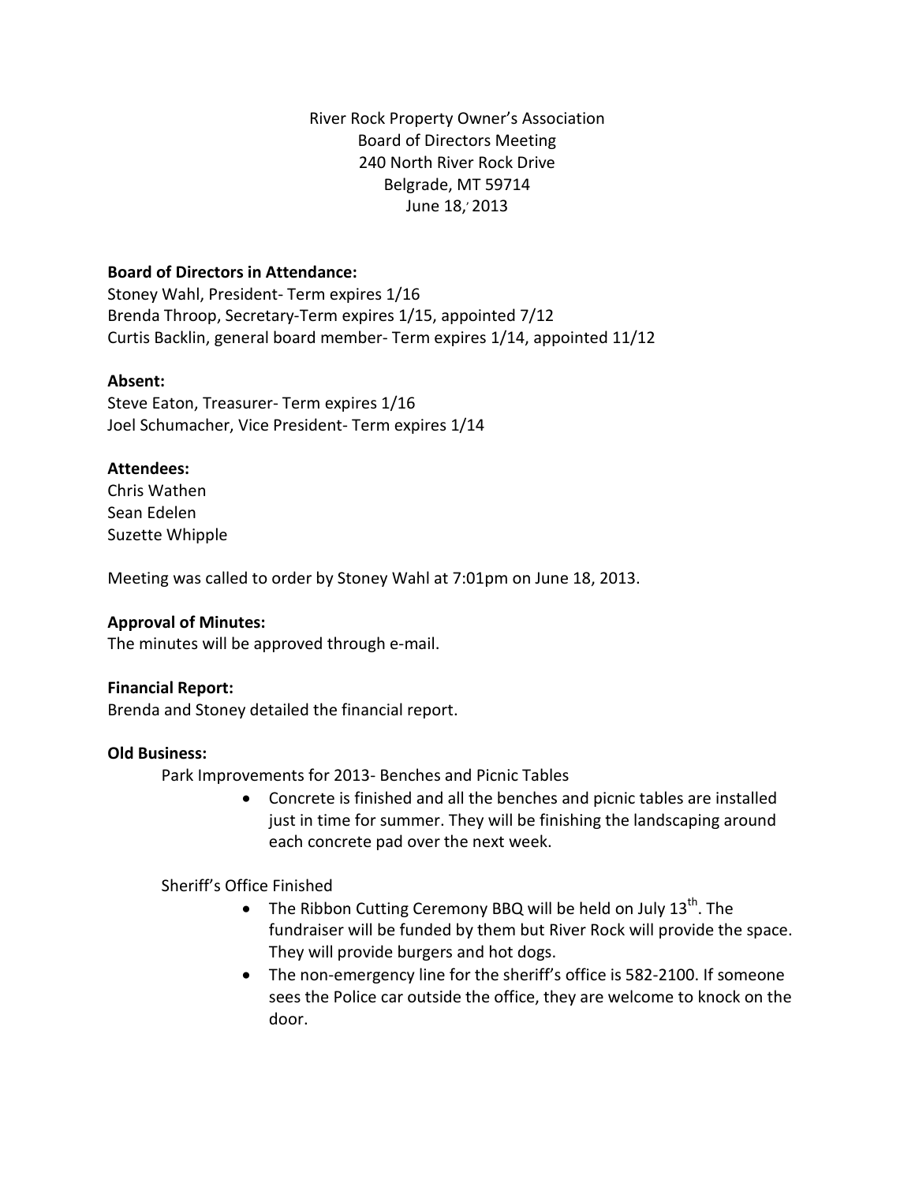River Rock Property Owner's Association
Board of Directors Meeting
240 North River Rock Drive
Belgrade, MT 59714
June 18, 2013

**Board of Directors in Attendance:**
Stoney Wahl, President- Term expires 1/16
Brenda Throop, Secretary-Term expires 1/15, appointed 7/12
Curtis Backlin, general board member- Term expires 1/14, appointed 11/12

**Absent:**
Steve Eaton, Treasurer- Term expires 1/16
Joel Schumacher, Vice President- Term expires 1/14

**Attendees:**
Chris Wathen
Sean Edelen
Suzette Whipple

Meeting was called to order by Stoney Wahl at 7:01pm on June 18, 2013.

**Approval of Minutes:**
The minutes will be approved through e-mail.

**Financial Report:**
Brenda and Stoney detailed the financial report.

**Old Business:**

Park Improvements for 2013- Benches and Picnic Tables

- Concrete is finished and all the benches and picnic tables are installed just in time for summer. They will be finishing the landscaping around each concrete pad over the next week.

Sheriff's Office Finished

- The Ribbon Cutting Ceremony BBQ will be held on July 13th. The fundraiser will be funded by them but River Rock will provide the space. They will provide burgers and hot dogs.
- The non-emergency line for the sheriff's office is 582-2100. If someone sees the Police car outside the office, they are welcome to knock on the door.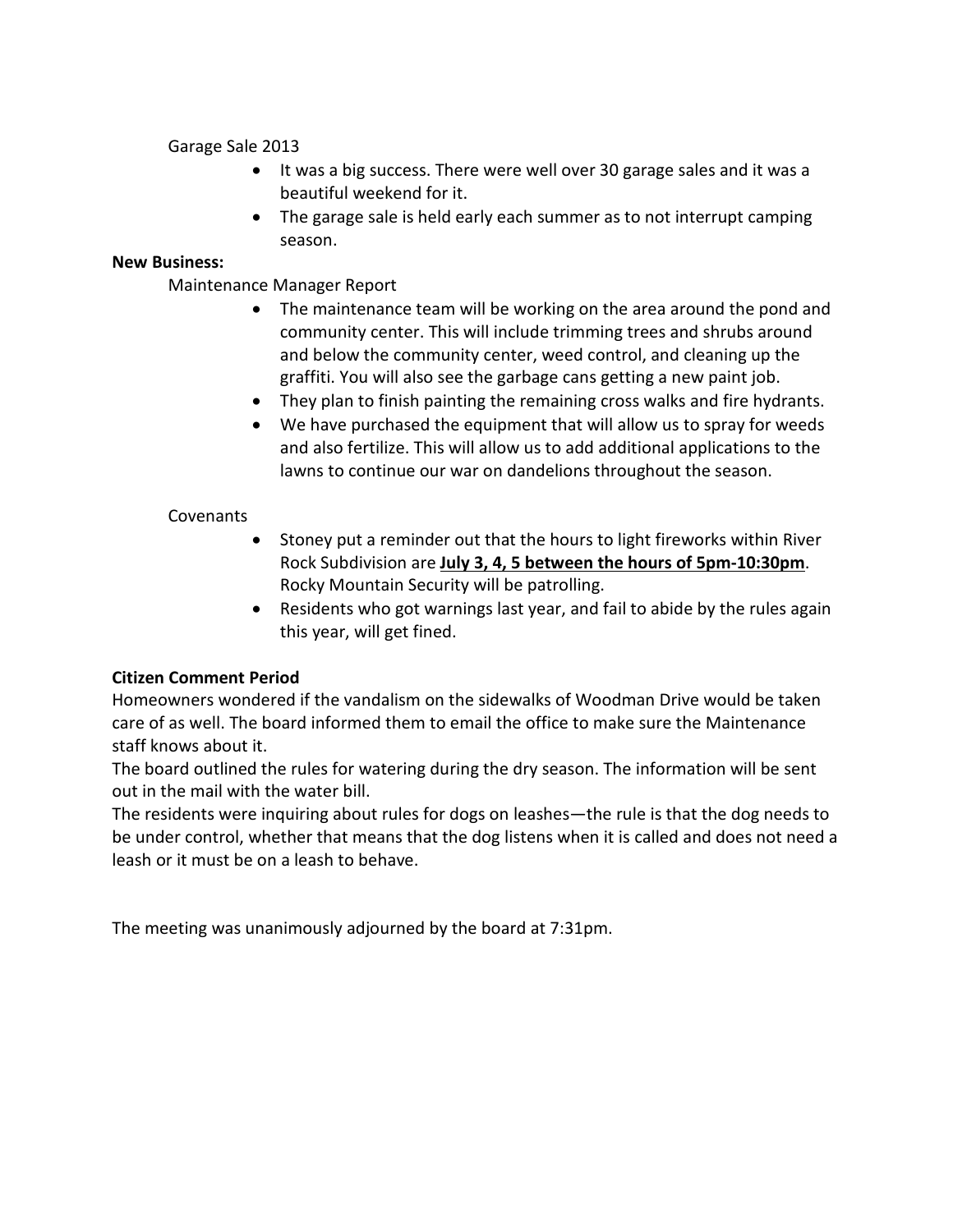Garage Sale 2013

- It was a big success. There were well over 30 garage sales and it was a beautiful weekend for it.
- The garage sale is held early each summer as to not interrupt camping season.

**New Business:**

Maintenance Manager Report

- The maintenance team will be working on the area around the pond and community center. This will include trimming trees and shrubs around and below the community center, weed control, and cleaning up the graffiti. You will also see the garbage cans getting a new paint job.
- They plan to finish painting the remaining cross walks and fire hydrants.
- We have purchased the equipment that will allow us to spray for weeds and also fertilize. This will allow us to add additional applications to the lawns to continue our war on dandelions throughout the season.

Covenants

- Stoney put a reminder out that the hours to light fireworks within River Rock Subdivision are **<u>July 3, 4, 5 between the hours of 5pm-10:30pm</u>**. Rocky Mountain Security will be patrolling.
- Residents who got warnings last year, and fail to abide by the rules again this year, will get fined.

**Citizen Comment Period**

Homeowners wondered if the vandalism on the sidewalks of Woodman Drive would be taken care of as well. The board informed them to email the office to make sure the Maintenance staff knows about it.

The board outlined the rules for watering during the dry season. The information will be sent out in the mail with the water bill.

The residents were inquiring about rules for dogs on leashes—the rule is that the dog needs to be under control, whether that means that the dog listens when it is called and does not need a leash or it must be on a leash to behave.

The meeting was unanimously adjourned by the board at 7:31pm.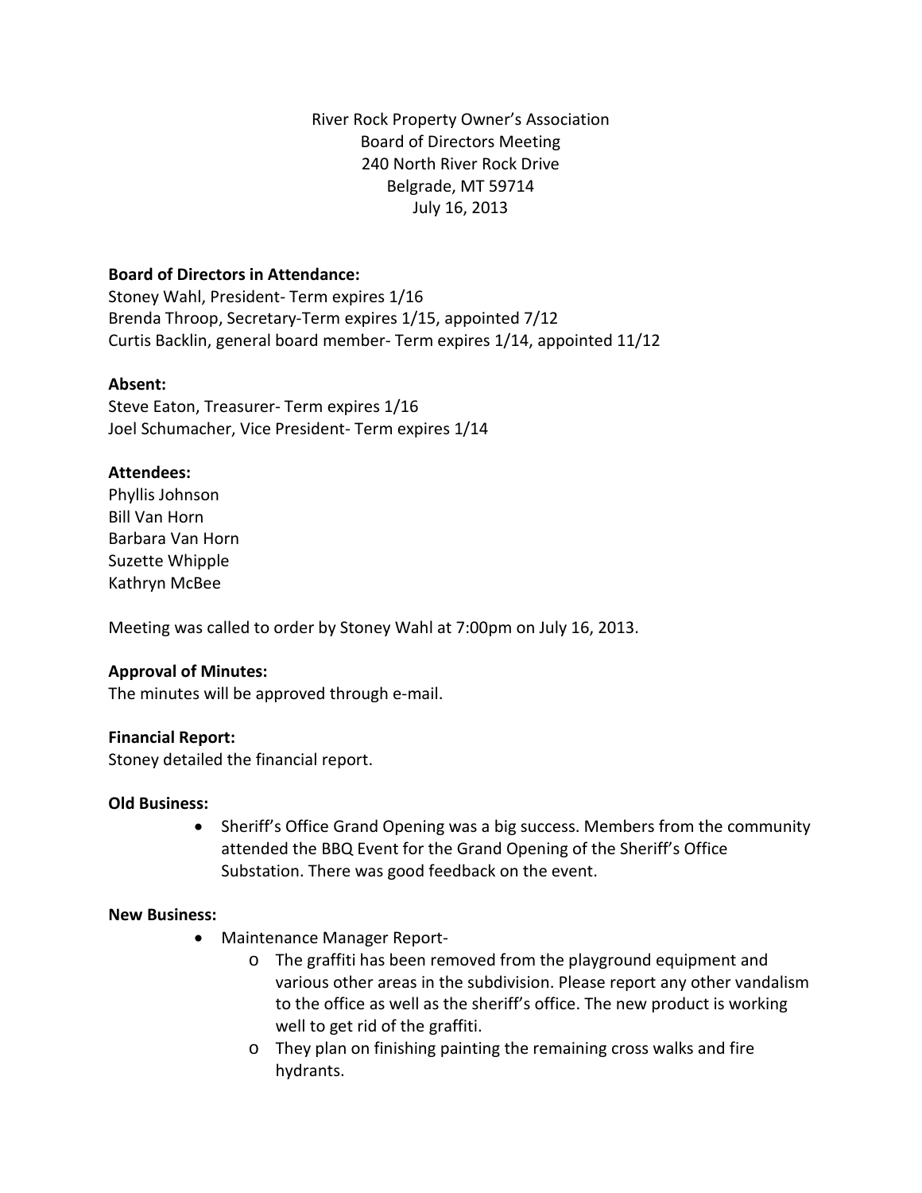River Rock Property Owner's Association
Board of Directors Meeting
240 North River Rock Drive
Belgrade, MT 59714
July 16, 2013

**Board of Directors in Attendance:**
Stoney Wahl, President- Term expires 1/16
Brenda Throop, Secretary-Term expires 1/15, appointed 7/12
Curtis Backlin, general board member- Term expires 1/14, appointed 11/12

**Absent:**
Steve Eaton, Treasurer- Term expires 1/16
Joel Schumacher, Vice President- Term expires 1/14

**Attendees:**
Phyllis Johnson
Bill Van Horn
Barbara Van Horn
Suzette Whipple
Kathryn McBee

Meeting was called to order by Stoney Wahl at 7:00pm on July 16, 2013.

**Approval of Minutes:**
The minutes will be approved through e-mail.

**Financial Report:**
Stoney detailed the financial report.

**Old Business:**

- Sheriff's Office Grand Opening was a big success. Members from the community attended the BBQ Event for the Grand Opening of the Sheriff's Office Substation. There was good feedback on the event.

**New Business:**

- Maintenance Manager Report-
  - The graffiti has been removed from the playground equipment and various other areas in the subdivision. Please report any other vandalism to the office as well as the sheriff's office. The new product is working well to get rid of the graffiti.
  - They plan on finishing painting the remaining cross walks and fire hydrants.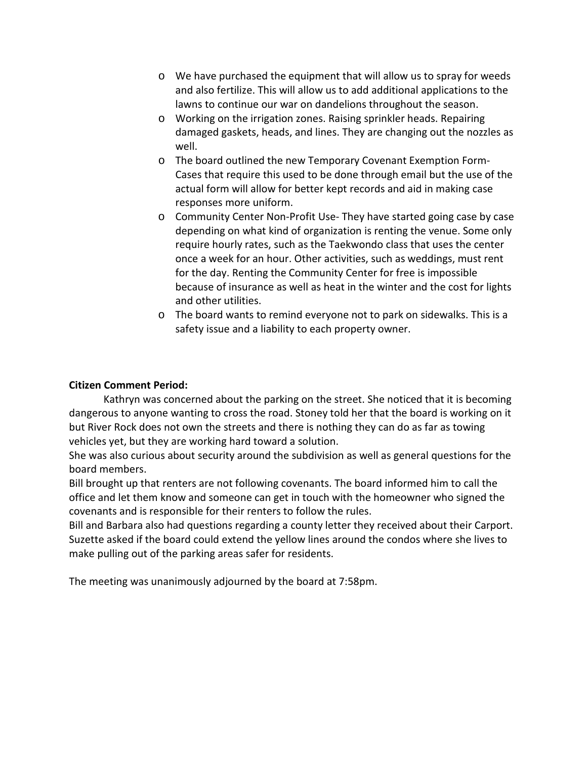- We have purchased the equipment that will allow us to spray for weeds and also fertilize. This will allow us to add additional applications to the lawns to continue our war on dandelions throughout the season.
- Working on the irrigation zones. Raising sprinkler heads. Repairing damaged gaskets, heads, and lines. They are changing out the nozzles as well.
- The board outlined the new Temporary Covenant Exemption Form- Cases that require this used to be done through email but the use of the actual form will allow for better kept records and aid in making case responses more uniform.
- Community Center Non-Profit Use- They have started going case by case depending on what kind of organization is renting the venue. Some only require hourly rates, such as the Taekwondo class that uses the center once a week for an hour. Other activities, such as weddings, must rent for the day. Renting the Community Center for free is impossible because of insurance as well as heat in the winter and the cost for lights and other utilities.
- The board wants to remind everyone not to park on sidewalks. This is a safety issue and a liability to each property owner.

**Citizen Comment Period:**

Kathryn was concerned about the parking on the street. She noticed that it is becoming dangerous to anyone wanting to cross the road. Stoney told her that the board is working on it but River Rock does not own the streets and there is nothing they can do as far as towing vehicles yet, but they are working hard toward a solution.

She was also curious about security around the subdivision as well as general questions for the board members.

Bill brought up that renters are not following covenants. The board informed him to call the office and let them know and someone can get in touch with the homeowner who signed the covenants and is responsible for their renters to follow the rules.

Bill and Barbara also had questions regarding a county letter they received about their Carport.

Suzette asked if the board could extend the yellow lines around the condos where she lives to make pulling out of the parking areas safer for residents.

The meeting was unanimously adjourned by the board at 7:58pm.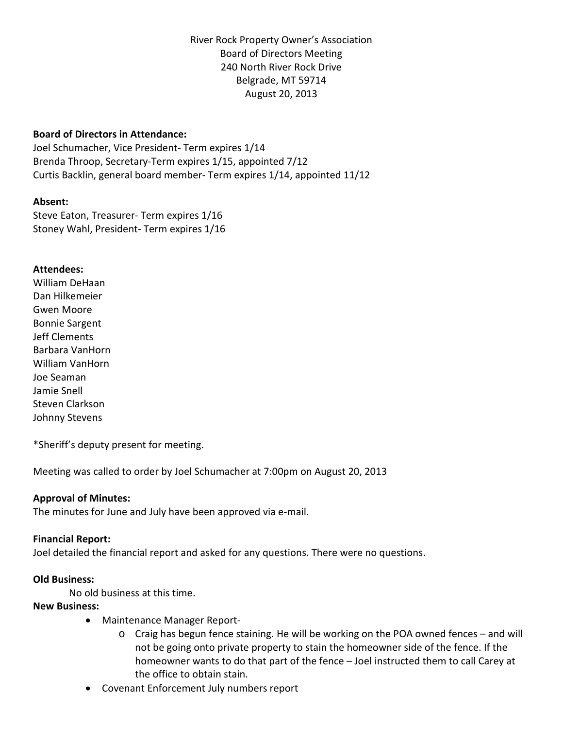River Rock Property Owner's Association
Board of Directors Meeting
240 North River Rock Drive
Belgrade, MT 59714
August 20, 2013

**Board of Directors in Attendance:**
Joel Schumacher, Vice President- Term expires 1/14
Brenda Throop, Secretary-Term expires 1/15, appointed 7/12
Curtis Backlin, general board member- Term expires 1/14, appointed 11/12

**Absent:**
Steve Eaton, Treasurer- Term expires 1/16
Stoney Wahl, President- Term expires 1/16

**Attendees:**
William DeHaan
Dan Hilkemeier
Gwen Moore
Bonnie Sargent
Jeff Clements
Barbara VanHorn
William VanHorn
Joe Seaman
Jamie Snell
Steven Clarkson
Johnny Stevens

*Sheriff's deputy present for meeting.

Meeting was called to order by Joel Schumacher at 7:00pm on August 20, 2013

**Approval of Minutes:**
The minutes for June and July have been approved via e-mail.

**Financial Report:**
Joel detailed the financial report and asked for any questions. There were no questions.

**Old Business:**

No old business at this time.

**New Business:**

- Maintenance Manager Report-
  - Craig has begun fence staining. He will be working on the POA owned fences – and will not be going onto private property to stain the homeowner side of the fence. If the homeowner wants to do that part of the fence – Joel instructed them to call Carey at the office to obtain stain.
- Covenant Enforcement July numbers report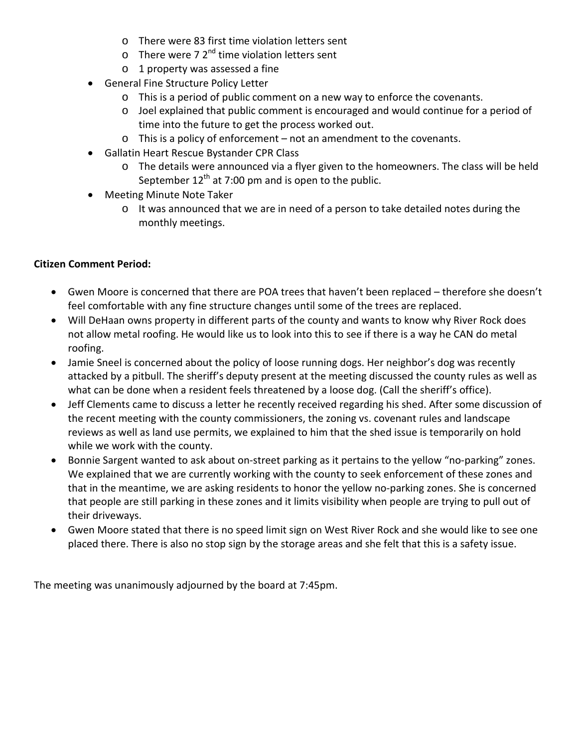- There were 83 first time violation letters sent
    - There were 7 2nd time violation letters sent
    - 1 property was assessed a fine
- General Fine Structure Policy Letter
    - This is a period of public comment on a new way to enforce the covenants.
    - Joel explained that public comment is encouraged and would continue for a period of time into the future to get the process worked out.
    - This is a policy of enforcement – not an amendment to the covenants.
- Gallatin Heart Rescue Bystander CPR Class
    - The details were announced via a flyer given to the homeowners. The class will be held September 12th at 7:00 pm and is open to the public.
- Meeting Minute Note Taker
    - It was announced that we are in need of a person to take detailed notes during the monthly meetings.

**Citizen Comment Period:**

- Gwen Moore is concerned that there are POA trees that haven't been replaced – therefore she doesn't feel comfortable with any fine structure changes until some of the trees are replaced.
- Will DeHaan owns property in different parts of the county and wants to know why River Rock does not allow metal roofing. He would like us to look into this to see if there is a way he CAN do metal roofing.
- Jamie Sneel is concerned about the policy of loose running dogs. Her neighbor's dog was recently attacked by a pitbull. The sheriff's deputy present at the meeting discussed the county rules as well as what can be done when a resident feels threatened by a loose dog. (Call the sheriff's office).
- Jeff Clements came to discuss a letter he recently received regarding his shed. After some discussion of the recent meeting with the county commissioners, the zoning vs. covenant rules and landscape reviews as well as land use permits, we explained to him that the shed issue is temporarily on hold while we work with the county.
- Bonnie Sargent wanted to ask about on-street parking as it pertains to the yellow "no-parking" zones. We explained that we are currently working with the county to seek enforcement of these zones and that in the meantime, we are asking residents to honor the yellow no-parking zones. She is concerned that people are still parking in these zones and it limits visibility when people are trying to pull out of their driveways.
- Gwen Moore stated that there is no speed limit sign on West River Rock and she would like to see one placed there. There is also no stop sign by the storage areas and she felt that this is a safety issue.

The meeting was unanimously adjourned by the board at 7:45pm.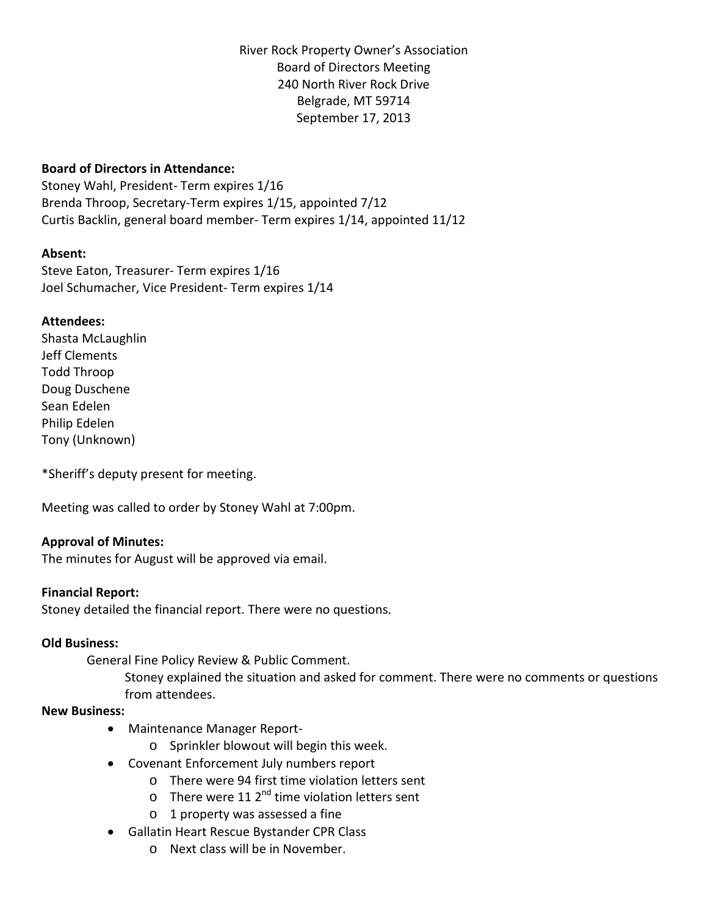River Rock Property Owner's Association
Board of Directors Meeting
240 North River Rock Drive
Belgrade, MT 59714
September 17, 2013

**Board of Directors in Attendance:**
Stoney Wahl, President- Term expires 1/16
Brenda Throop, Secretary-Term expires 1/15, appointed 7/12
Curtis Backlin, general board member- Term expires 1/14, appointed 11/12

**Absent:**
Steve Eaton, Treasurer- Term expires 1/16
Joel Schumacher, Vice President- Term expires 1/14

**Attendees:**
Shasta McLaughlin
Jeff Clements
Todd Throop
Doug Duschene
Sean Edelen
Philip Edelen
Tony (Unknown)

*Sheriff's deputy present for meeting.

Meeting was called to order by Stoney Wahl at 7:00pm.

**Approval of Minutes:**
The minutes for August will be approved via email.

**Financial Report:**
Stoney detailed the financial report. There were no questions.

**Old Business:**

General Fine Policy Review & Public Comment.

Stoney explained the situation and asked for comment. There were no comments or questions from attendees.

**New Business:**

- Maintenance Manager Report-
  - Sprinkler blowout will begin this week.
- Covenant Enforcement July numbers report
  - There were 94 first time violation letters sent
  - There were 11 2nd time violation letters sent
  - 1 property was assessed a fine
- Gallatin Heart Rescue Bystander CPR Class
  - Next class will be in November.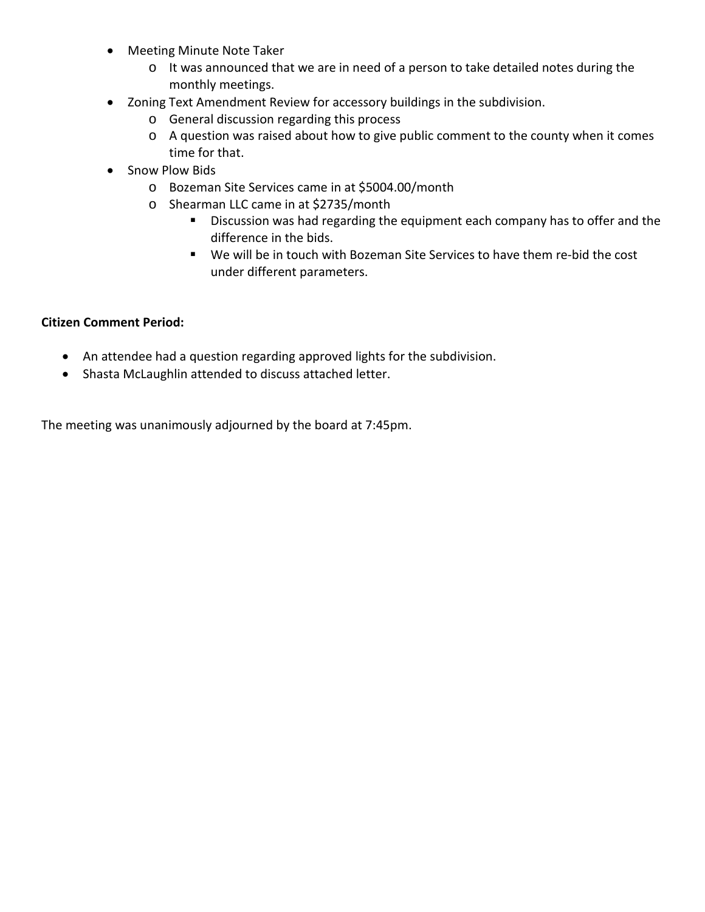- Meeting Minute Note Taker
  - It was announced that we are in need of a person to take detailed notes during the monthly meetings.
- Zoning Text Amendment Review for accessory buildings in the subdivision.
  - General discussion regarding this process
  - A question was raised about how to give public comment to the county when it comes time for that.
- Snow Plow Bids
  - Bozeman Site Services came in at $5004.00/month
  - Shearman LLC came in at $2735/month
    - Discussion was had regarding the equipment each company has to offer and the difference in the bids.
    - We will be in touch with Bozeman Site Services to have them re-bid the cost under different parameters.

**Citizen Comment Period:**

- An attendee had a question regarding approved lights for the subdivision.
- Shasta McLaughlin attended to discuss attached letter.

The meeting was unanimously adjourned by the board at 7:45pm.